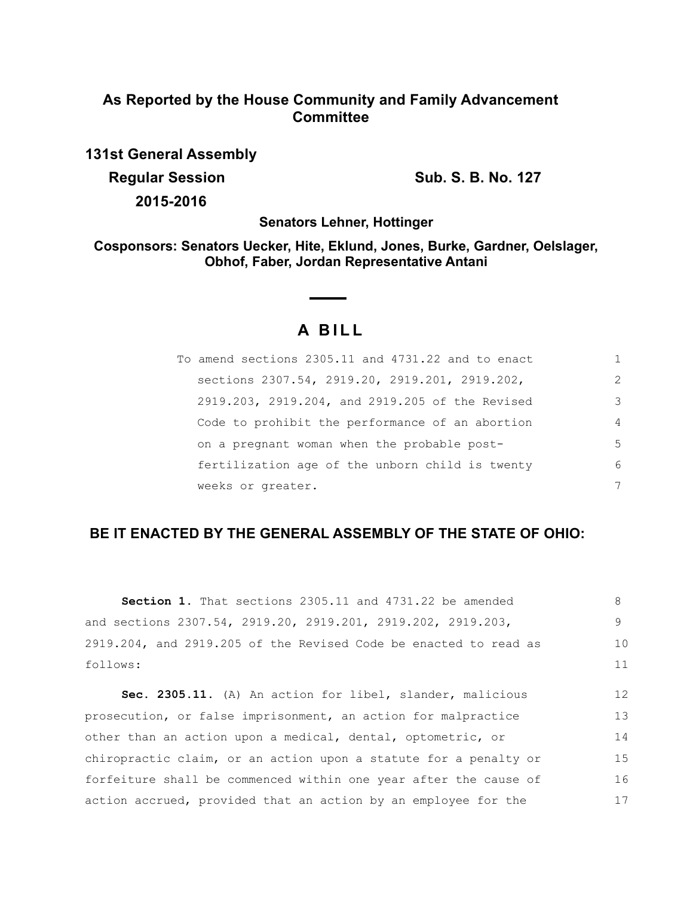## As Reported by the House Community and Family Advancement Committee

**131st General Assembly**

**Regular Session** **Sub. S. B. No. 127**

**2015-2016**

**Senators Lehner, Hottinger**

**Cosponsors: Senators Uecker, Hite, Eklund, Jones, Burke, Gardner, Oelslager, Obhof, Faber, Jordan Representative Antani**

# A BILL

To amend sections 2305.11 and 4731.22 and to enact sections 2307.54, 2919.20, 2919.201, 2919.202, 2919.203, 2919.204, and 2919.205 of the Revised Code to prohibit the performance of an abortion on a pregnant woman when the probable post-fertilization age of the unborn child is twenty weeks or greater.

**BE IT ENACTED BY THE GENERAL ASSEMBLY OF THE STATE OF OHIO:**

**Section 1.** That sections 2305.11 and 4731.22 be amended and sections 2307.54, 2919.20, 2919.201, 2919.202, 2919.203, 2919.204, and 2919.205 of the Revised Code be enacted to read as follows:

**Sec. 2305.11.** (A) An action for libel, slander, malicious prosecution, or false imprisonment, an action for malpractice other than an action upon a medical, dental, optometric, or chiropractic claim, or an action upon a statute for a penalty or forfeiture shall be commenced within one year after the cause of action accrued, provided that an action by an employee for the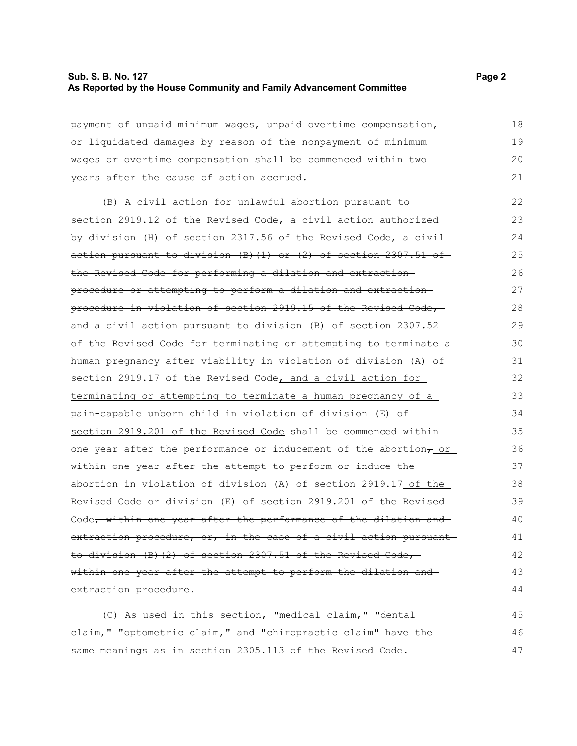payment of unpaid minimum wages, unpaid overtime compensation, or liquidated damages by reason of the nonpayment of minimum wages or overtime compensation shall be commenced within two years after the cause of action accrued.

(B) A civil action for unlawful abortion pursuant to section 2919.12 of the Revised Code, a civil action authorized by division (H) of section 2317.56 of the Revised Code, ~~a civil action pursuant to division (B)(1) or (2) of section 2307.51 of the Revised Code for performing a dilation and extraction procedure or attempting to perform a dilation and extraction procedure in violation of section 2919.15 of the Revised Code, and~~ a civil action pursuant to division (B) of section 2307.52 of the Revised Code for terminating or attempting to terminate a human pregnancy after viability in violation of division (A) of section 2919.17 of the Revised Code<u>, and a civil action for terminating or attempting to terminate a human pregnancy of a pain-capable unborn child in violation of division (E) of section 2919.201 of the Revised Code</u> shall be commenced within one year after the performance or inducement of the abortion~~,~~<u> or</u> within one year after the attempt to perform or induce the abortion in violation of division (A) of section 2919.17<u> of the Revised Code or division (E) of section 2919.201</u> of the Revised Code~~, within one year after the performance of the dilation and extraction procedure, or, in the case of a civil action pursuant to division (B)(2) of section 2307.51 of the Revised Code, within one year after the attempt to perform the dilation and extraction procedure~~.

(C) As used in this section, "medical claim," "dental claim," "optometric claim," and "chiropractic claim" have the same meanings as in section 2305.113 of the Revised Code.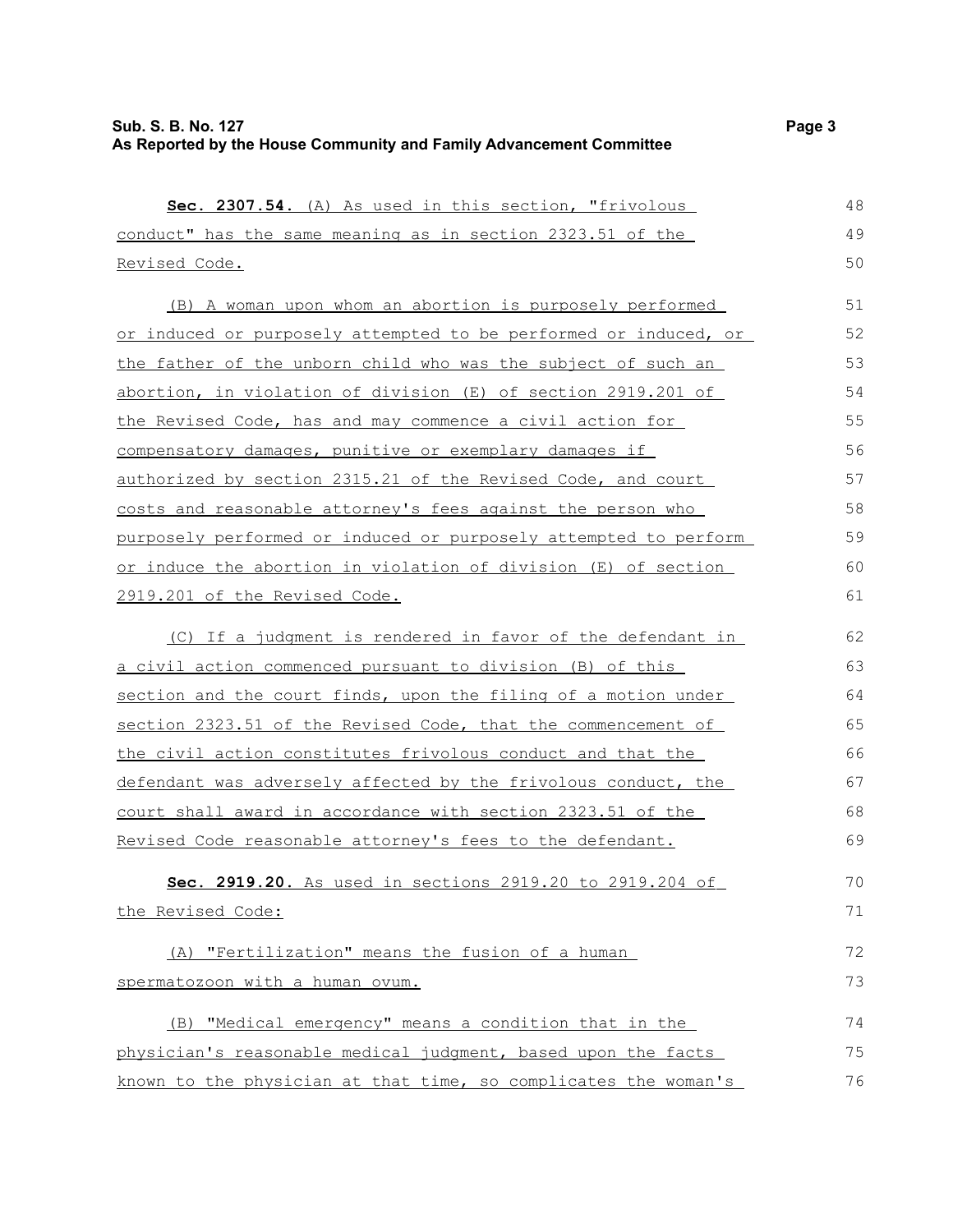**Sec. 2307.54.** (A) As used in this section, "frivolous conduct" has the same meaning as in section 2323.51 of the Revised Code.

(B) A woman upon whom an abortion is purposely performed or induced or purposely attempted to be performed or induced, or the father of the unborn child who was the subject of such an abortion, in violation of division (E) of section 2919.201 of the Revised Code, has and may commence a civil action for compensatory damages, punitive or exemplary damages if authorized by section 2315.21 of the Revised Code, and court costs and reasonable attorney's fees against the person who purposely performed or induced or purposely attempted to perform or induce the abortion in violation of division (E) of section 2919.201 of the Revised Code.

(C) If a judgment is rendered in favor of the defendant in a civil action commenced pursuant to division (B) of this section and the court finds, upon the filing of a motion under section 2323.51 of the Revised Code, that the commencement of the civil action constitutes frivolous conduct and that the defendant was adversely affected by the frivolous conduct, the court shall award in accordance with section 2323.51 of the Revised Code reasonable attorney's fees to the defendant.

**Sec. 2919.20.** As used in sections 2919.20 to 2919.204 of the Revised Code:

(A) "Fertilization" means the fusion of a human spermatozoon with a human ovum.

(B) "Medical emergency" means a condition that in the physician's reasonable medical judgment, based upon the facts known to the physician at that time, so complicates the woman's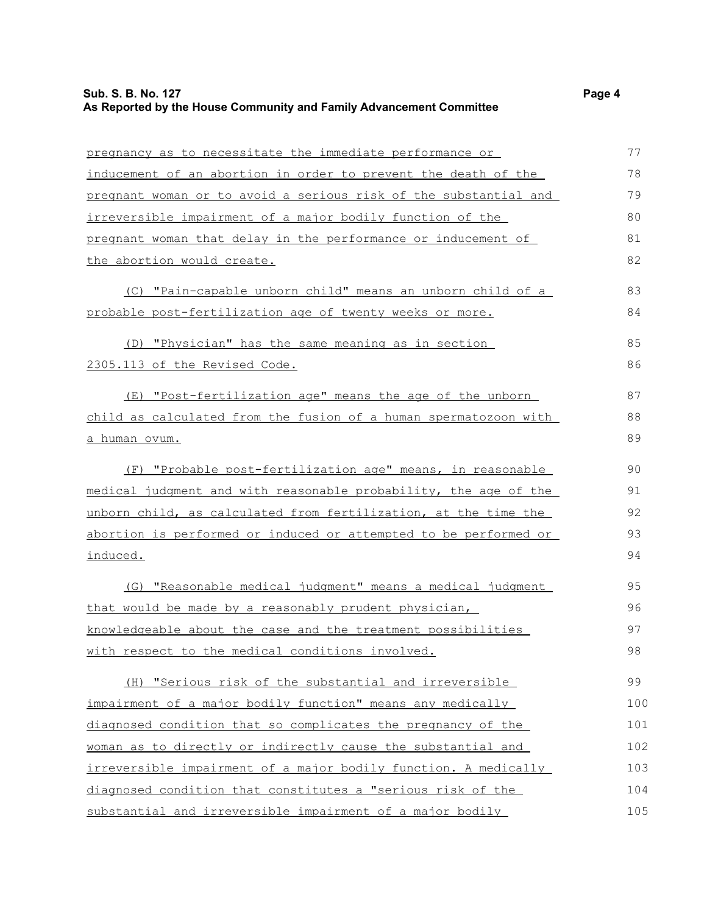pregnancy as to necessitate the immediate performance or inducement of an abortion in order to prevent the death of the pregnant woman or to avoid a serious risk of the substantial and irreversible impairment of a major bodily function of the pregnant woman that delay in the performance or inducement of the abortion would create.

(C) "Pain-capable unborn child" means an unborn child of a probable post-fertilization age of twenty weeks or more.

(D) "Physician" has the same meaning as in section 2305.113 of the Revised Code.

(E) "Post-fertilization age" means the age of the unborn child as calculated from the fusion of a human spermatozoon with a human ovum.

(F) "Probable post-fertilization age" means, in reasonable medical judgment and with reasonable probability, the age of the unborn child, as calculated from fertilization, at the time the abortion is performed or induced or attempted to be performed or induced.

(G) "Reasonable medical judgment" means a medical judgment that would be made by a reasonably prudent physician, knowledgeable about the case and the treatment possibilities with respect to the medical conditions involved.

(H) "Serious risk of the substantial and irreversible impairment of a major bodily function" means any medically diagnosed condition that so complicates the pregnancy of the woman as to directly or indirectly cause the substantial and irreversible impairment of a major bodily function. A medically diagnosed condition that constitutes a "serious risk of the substantial and irreversible impairment of a major bodily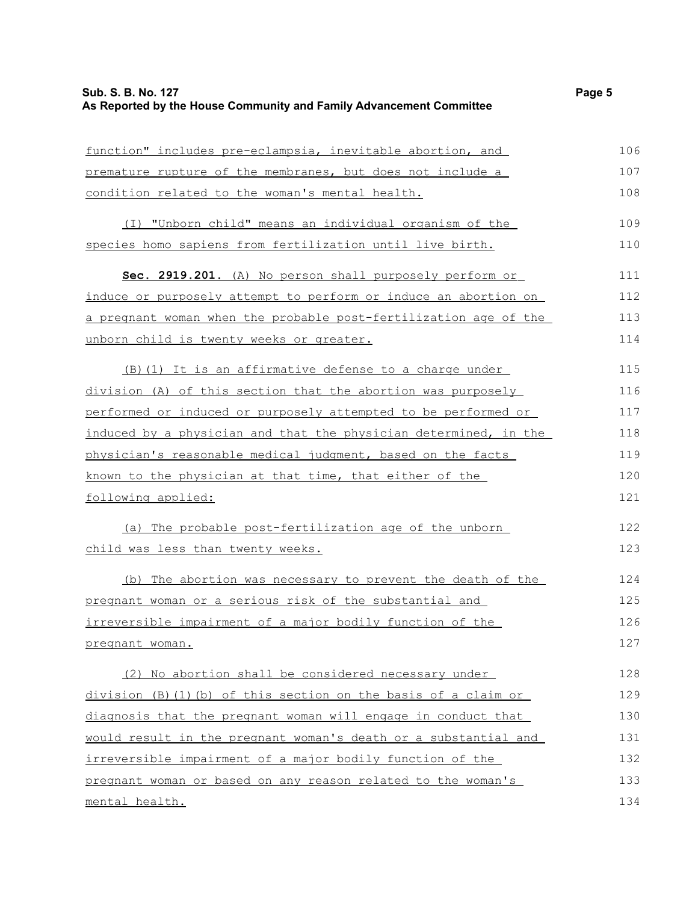function" includes pre-eclampsia, inevitable abortion, and premature rupture of the membranes, but does not include a condition related to the woman's mental health.

(I) "Unborn child" means an individual organism of the species homo sapiens from fertilization until live birth.

**Sec. 2919.201.** (A) No person shall purposely perform or induce or purposely attempt to perform or induce an abortion on a pregnant woman when the probable post-fertilization age of the unborn child is twenty weeks or greater.

(B)(1) It is an affirmative defense to a charge under division (A) of this section that the abortion was purposely performed or induced or purposely attempted to be performed or induced by a physician and that the physician determined, in the physician's reasonable medical judgment, based on the facts known to the physician at that time, that either of the following applied:

(a) The probable post-fertilization age of the unborn child was less than twenty weeks.

(b) The abortion was necessary to prevent the death of the pregnant woman or a serious risk of the substantial and irreversible impairment of a major bodily function of the pregnant woman.

(2) No abortion shall be considered necessary under division (B)(1)(b) of this section on the basis of a claim or diagnosis that the pregnant woman will engage in conduct that would result in the pregnant woman's death or a substantial and irreversible impairment of a major bodily function of the pregnant woman or based on any reason related to the woman's mental health.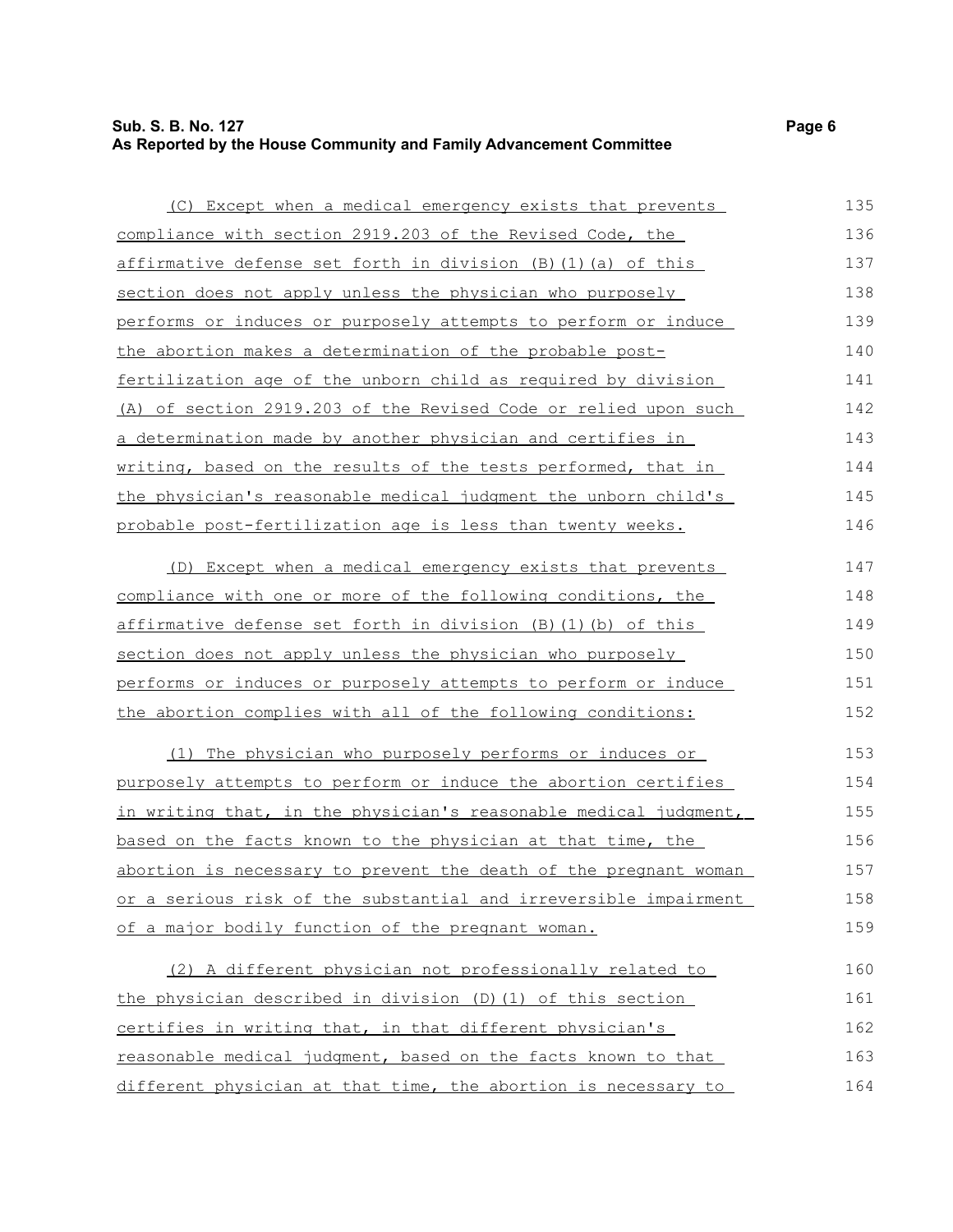(C) Except when a medical emergency exists that prevents compliance with section 2919.203 of the Revised Code, the affirmative defense set forth in division (B)(1)(a) of this section does not apply unless the physician who purposely performs or induces or purposely attempts to perform or induce the abortion makes a determination of the probable post-fertilization age of the unborn child as required by division (A) of section 2919.203 of the Revised Code or relied upon such a determination made by another physician and certifies in writing, based on the results of the tests performed, that in the physician's reasonable medical judgment the unborn child's probable post-fertilization age is less than twenty weeks.

(D) Except when a medical emergency exists that prevents compliance with one or more of the following conditions, the affirmative defense set forth in division (B)(1)(b) of this section does not apply unless the physician who purposely performs or induces or purposely attempts to perform or induce the abortion complies with all of the following conditions:

(1) The physician who purposely performs or induces or purposely attempts to perform or induce the abortion certifies in writing that, in the physician's reasonable medical judgment, based on the facts known to the physician at that time, the abortion is necessary to prevent the death of the pregnant woman or a serious risk of the substantial and irreversible impairment of a major bodily function of the pregnant woman.

(2) A different physician not professionally related to the physician described in division (D)(1) of this section certifies in writing that, in that different physician's reasonable medical judgment, based on the facts known to that different physician at that time, the abortion is necessary to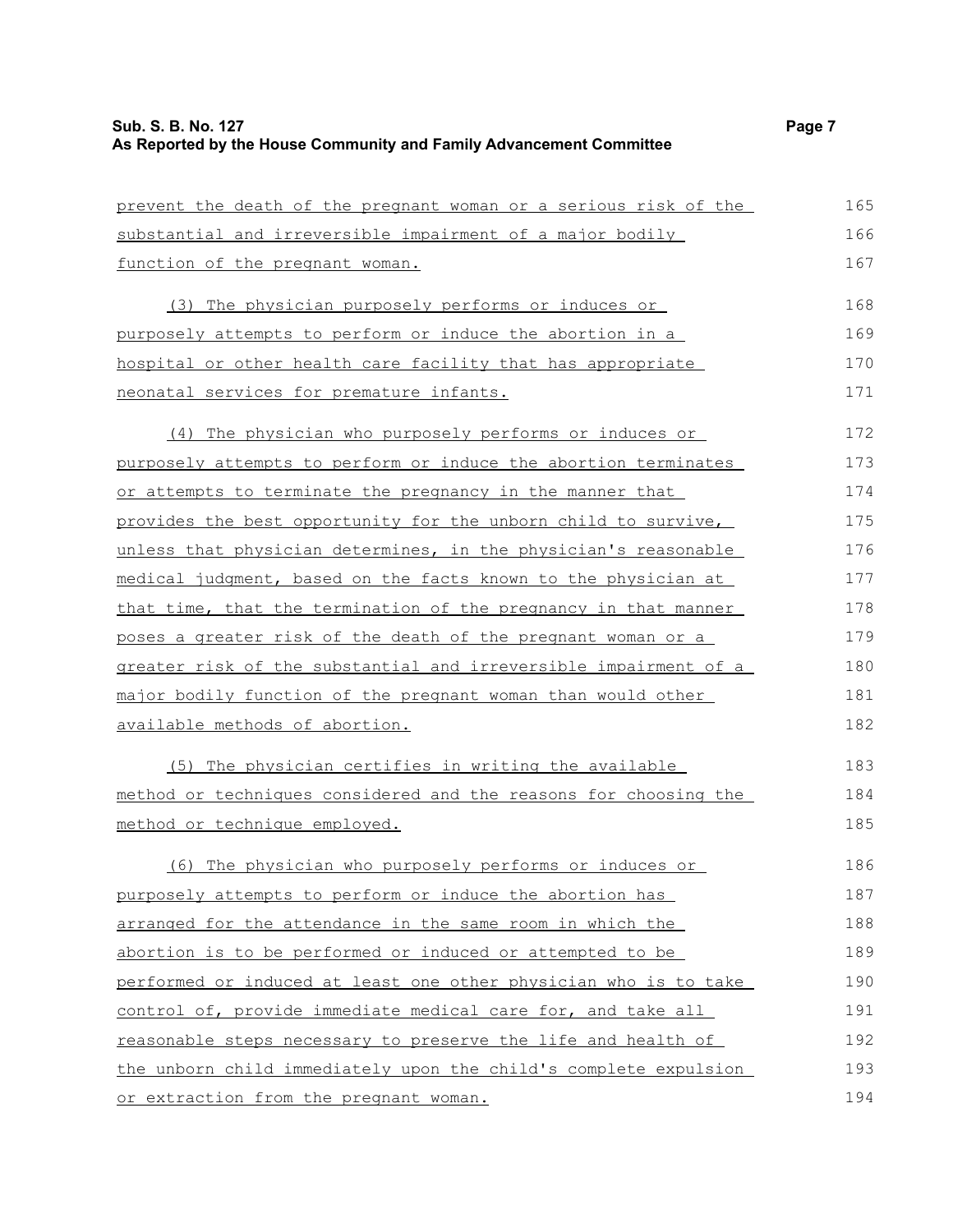prevent the death of the pregnant woman or a serious risk of the substantial and irreversible impairment of a major bodily function of the pregnant woman.

(3) The physician purposely performs or induces or purposely attempts to perform or induce the abortion in a hospital or other health care facility that has appropriate neonatal services for premature infants.

(4) The physician who purposely performs or induces or purposely attempts to perform or induce the abortion terminates or attempts to terminate the pregnancy in the manner that provides the best opportunity for the unborn child to survive, unless that physician determines, in the physician's reasonable medical judgment, based on the facts known to the physician at that time, that the termination of the pregnancy in that manner poses a greater risk of the death of the pregnant woman or a greater risk of the substantial and irreversible impairment of a major bodily function of the pregnant woman than would other available methods of abortion.

(5) The physician certifies in writing the available method or techniques considered and the reasons for choosing the method or technique employed.

(6) The physician who purposely performs or induces or purposely attempts to perform or induce the abortion has arranged for the attendance in the same room in which the abortion is to be performed or induced or attempted to be performed or induced at least one other physician who is to take control of, provide immediate medical care for, and take all reasonable steps necessary to preserve the life and health of the unborn child immediately upon the child's complete expulsion or extraction from the pregnant woman.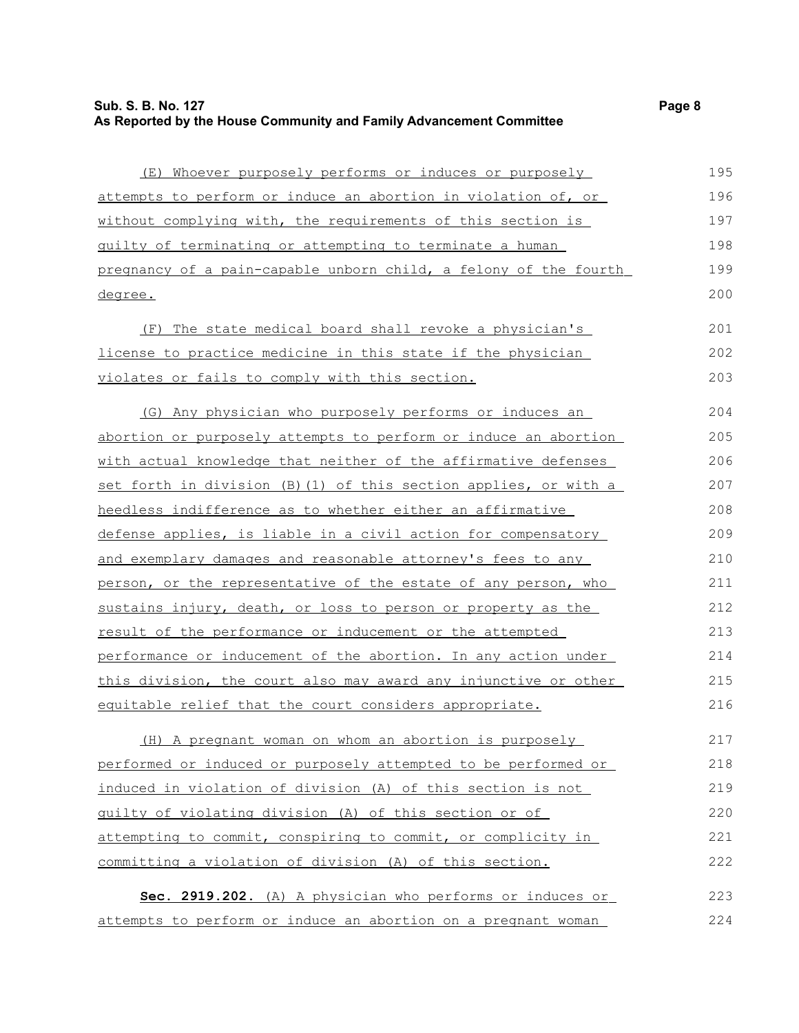(E) Whoever purposely performs or induces or purposely attempts to perform or induce an abortion in violation of, or without complying with, the requirements of this section is guilty of terminating or attempting to terminate a human pregnancy of a pain-capable unborn child, a felony of the fourth degree.

(F) The state medical board shall revoke a physician's license to practice medicine in this state if the physician violates or fails to comply with this section.

(G) Any physician who purposely performs or induces an abortion or purposely attempts to perform or induce an abortion with actual knowledge that neither of the affirmative defenses set forth in division (B)(1) of this section applies, or with a heedless indifference as to whether either an affirmative defense applies, is liable in a civil action for compensatory and exemplary damages and reasonable attorney's fees to any person, or the representative of the estate of any person, who sustains injury, death, or loss to person or property as the result of the performance or inducement or the attempted performance or inducement of the abortion. In any action under this division, the court also may award any injunctive or other equitable relief that the court considers appropriate.

(H) A pregnant woman on whom an abortion is purposely performed or induced or purposely attempted to be performed or induced in violation of division (A) of this section is not guilty of violating division (A) of this section or of attempting to commit, conspiring to commit, or complicity in committing a violation of division (A) of this section.

**Sec. 2919.202.** (A) A physician who performs or induces or attempts to perform or induce an abortion on a pregnant woman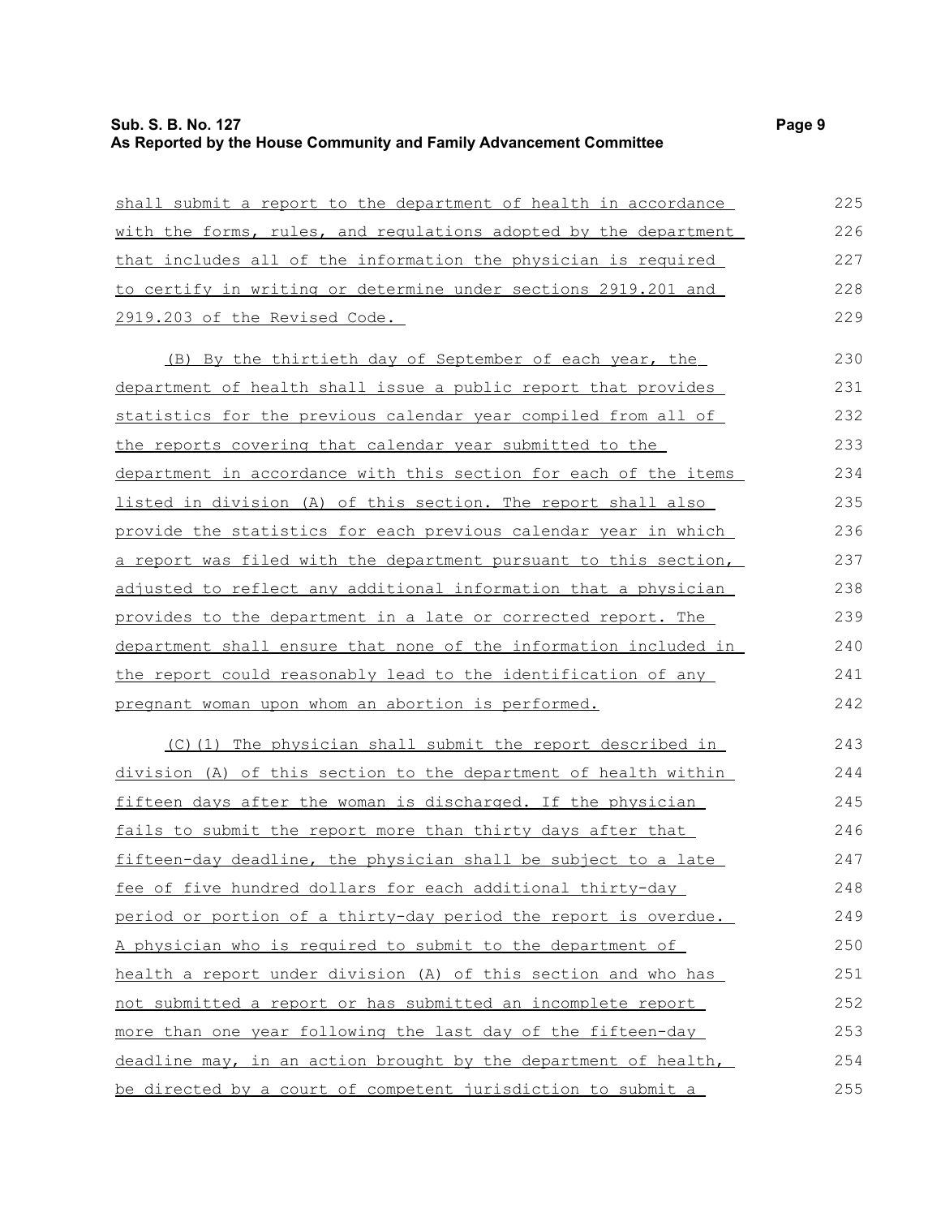shall submit a report to the department of health in accordance with the forms, rules, and regulations adopted by the department that includes all of the information the physician is required to certify in writing or determine under sections 2919.201 and 2919.203 of the Revised Code.

(B) By the thirtieth day of September of each year, the department of health shall issue a public report that provides statistics for the previous calendar year compiled from all of the reports covering that calendar year submitted to the department in accordance with this section for each of the items listed in division (A) of this section. The report shall also provide the statistics for each previous calendar year in which a report was filed with the department pursuant to this section, adjusted to reflect any additional information that a physician provides to the department in a late or corrected report. The department shall ensure that none of the information included in the report could reasonably lead to the identification of any pregnant woman upon whom an abortion is performed.

(C)(1) The physician shall submit the report described in division (A) of this section to the department of health within fifteen days after the woman is discharged. If the physician fails to submit the report more than thirty days after that fifteen-day deadline, the physician shall be subject to a late fee of five hundred dollars for each additional thirty-day period or portion of a thirty-day period the report is overdue. A physician who is required to submit to the department of health a report under division (A) of this section and who has not submitted a report or has submitted an incomplete report more than one year following the last day of the fifteen-day deadline may, in an action brought by the department of health, be directed by a court of competent jurisdiction to submit a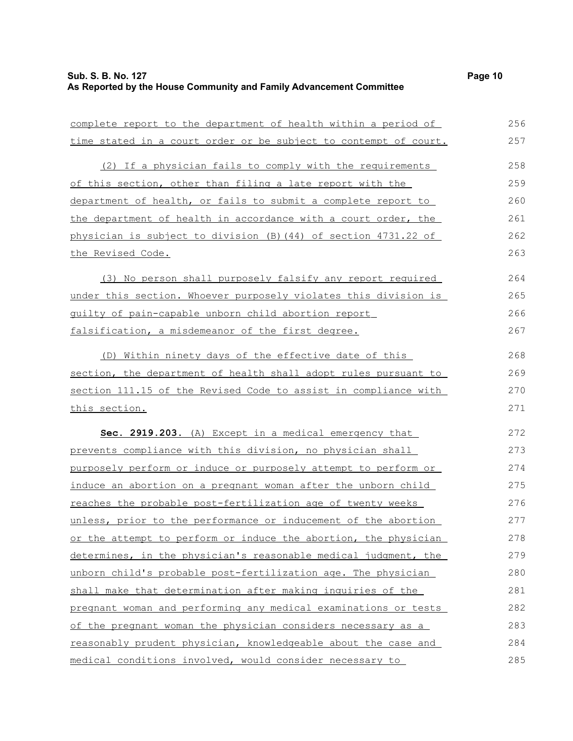complete report to the department of health within a period of time stated in a court order or be subject to contempt of court.

(2) If a physician fails to comply with the requirements of this section, other than filing a late report with the department of health, or fails to submit a complete report to the department of health in accordance with a court order, the physician is subject to division (B)(44) of section 4731.22 of the Revised Code.

(3) No person shall purposely falsify any report required under this section. Whoever purposely violates this division is guilty of pain-capable unborn child abortion report falsification, a misdemeanor of the first degree.

(D) Within ninety days of the effective date of this section, the department of health shall adopt rules pursuant to section 111.15 of the Revised Code to assist in compliance with this section.

**Sec. 2919.203.** (A) Except in a medical emergency that prevents compliance with this division, no physician shall purposely perform or induce or purposely attempt to perform or induce an abortion on a pregnant woman after the unborn child reaches the probable post-fertilization age of twenty weeks unless, prior to the performance or inducement of the abortion or the attempt to perform or induce the abortion, the physician determines, in the physician's reasonable medical judgment, the unborn child's probable post-fertilization age. The physician shall make that determination after making inquiries of the pregnant woman and performing any medical examinations or tests of the pregnant woman the physician considers necessary as a reasonably prudent physician, knowledgeable about the case and medical conditions involved, would consider necessary to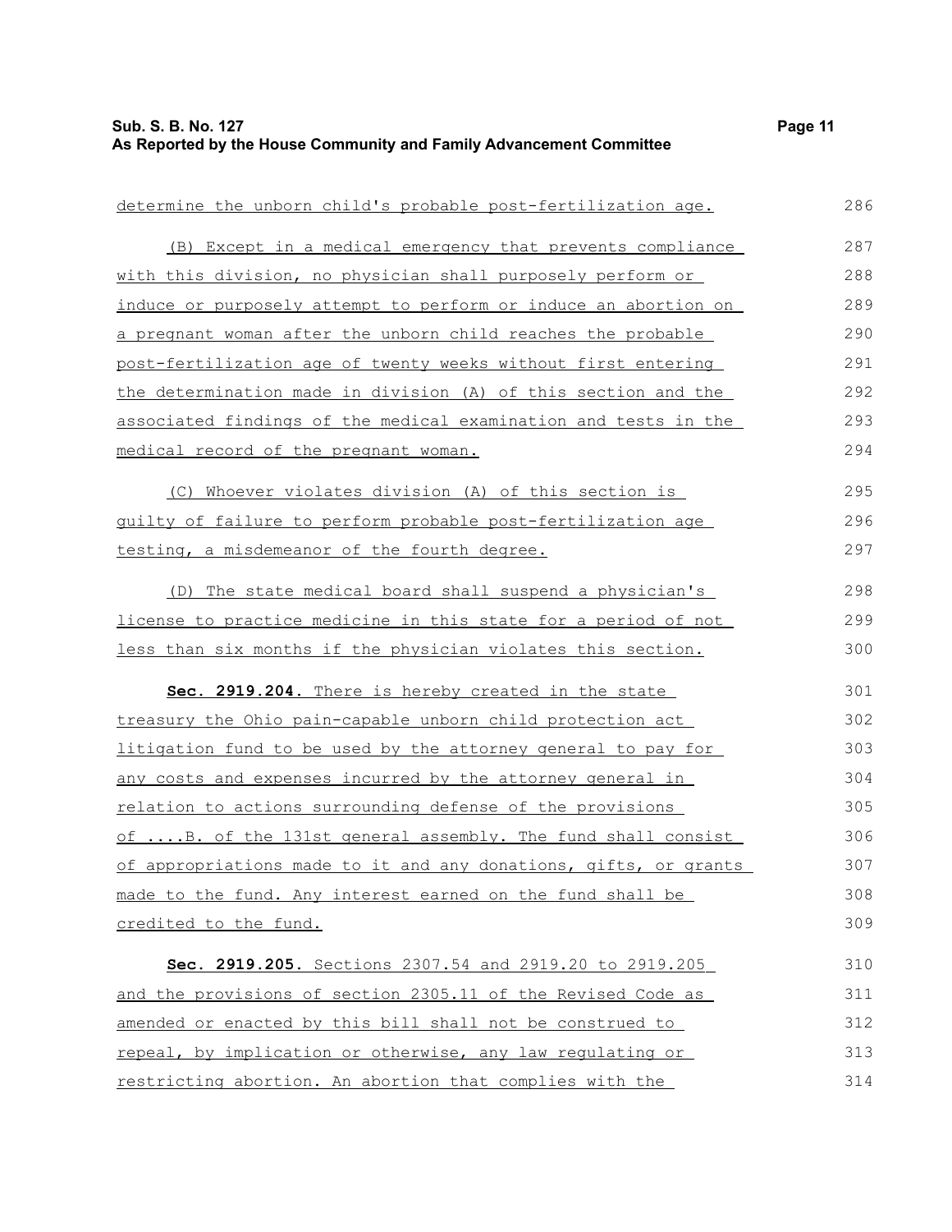determine the unborn child's probable post-fertilization age.

(B) Except in a medical emergency that prevents compliance with this division, no physician shall purposely perform or induce or purposely attempt to perform or induce an abortion on a pregnant woman after the unborn child reaches the probable post-fertilization age of twenty weeks without first entering the determination made in division (A) of this section and the associated findings of the medical examination and tests in the medical record of the pregnant woman.

(C) Whoever violates division (A) of this section is guilty of failure to perform probable post-fertilization age testing, a misdemeanor of the fourth degree.

(D) The state medical board shall suspend a physician's license to practice medicine in this state for a period of not less than six months if the physician violates this section.

**Sec. 2919.204.** There is hereby created in the state treasury the Ohio pain-capable unborn child protection act litigation fund to be used by the attorney general to pay for any costs and expenses incurred by the attorney general in relation to actions surrounding defense of the provisions of ....B. of the 131st general assembly. The fund shall consist of appropriations made to it and any donations, gifts, or grants made to the fund. Any interest earned on the fund shall be credited to the fund.

**Sec. 2919.205.** Sections 2307.54 and 2919.20 to 2919.205 and the provisions of section 2305.11 of the Revised Code as amended or enacted by this bill shall not be construed to repeal, by implication or otherwise, any law regulating or restricting abortion. An abortion that complies with the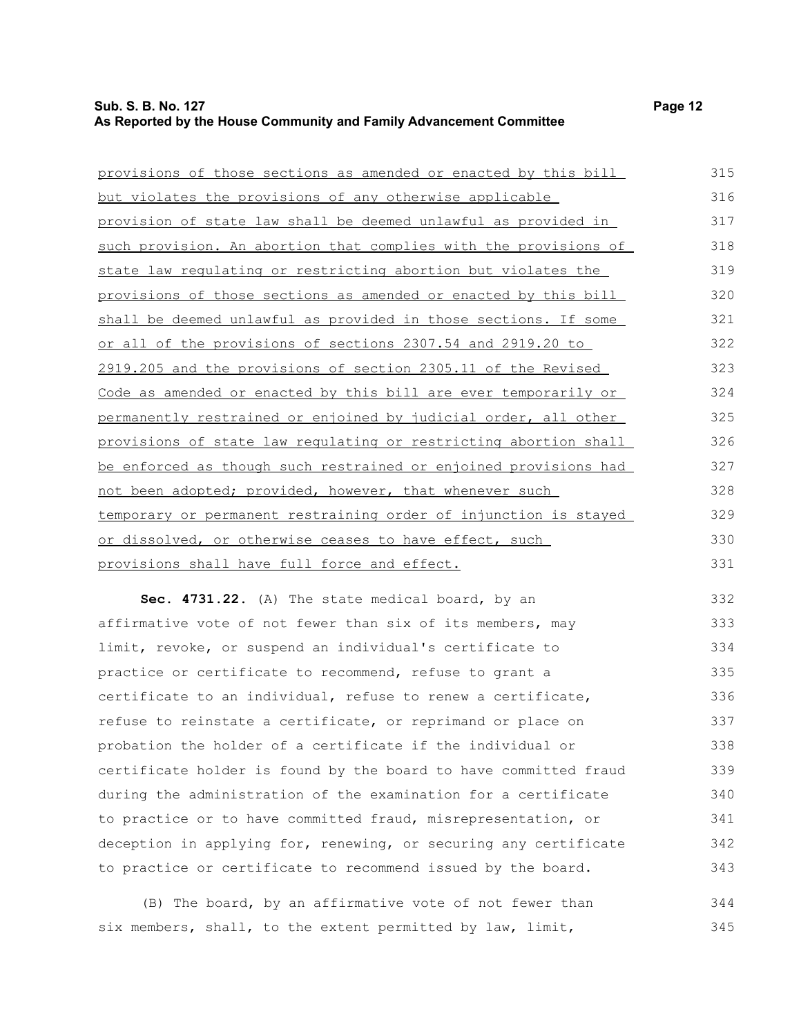provisions of those sections as amended or enacted by this bill but violates the provisions of any otherwise applicable provision of state law shall be deemed unlawful as provided in such provision. An abortion that complies with the provisions of state law regulating or restricting abortion but violates the provisions of those sections as amended or enacted by this bill shall be deemed unlawful as provided in those sections. If some or all of the provisions of sections 2307.54 and 2919.20 to 2919.205 and the provisions of section 2305.11 of the Revised Code as amended or enacted by this bill are ever temporarily or permanently restrained or enjoined by judicial order, all other provisions of state law regulating or restricting abortion shall be enforced as though such restrained or enjoined provisions had not been adopted; provided, however, that whenever such temporary or permanent restraining order of injunction is stayed or dissolved, or otherwise ceases to have effect, such provisions shall have full force and effect.

**Sec. 4731.22.** (A) The state medical board, by an affirmative vote of not fewer than six of its members, may limit, revoke, or suspend an individual's certificate to practice or certificate to recommend, refuse to grant a certificate to an individual, refuse to renew a certificate, refuse to reinstate a certificate, or reprimand or place on probation the holder of a certificate if the individual or certificate holder is found by the board to have committed fraud during the administration of the examination for a certificate to practice or to have committed fraud, misrepresentation, or deception in applying for, renewing, or securing any certificate to practice or certificate to recommend issued by the board.

(B) The board, by an affirmative vote of not fewer than six members, shall, to the extent permitted by law, limit,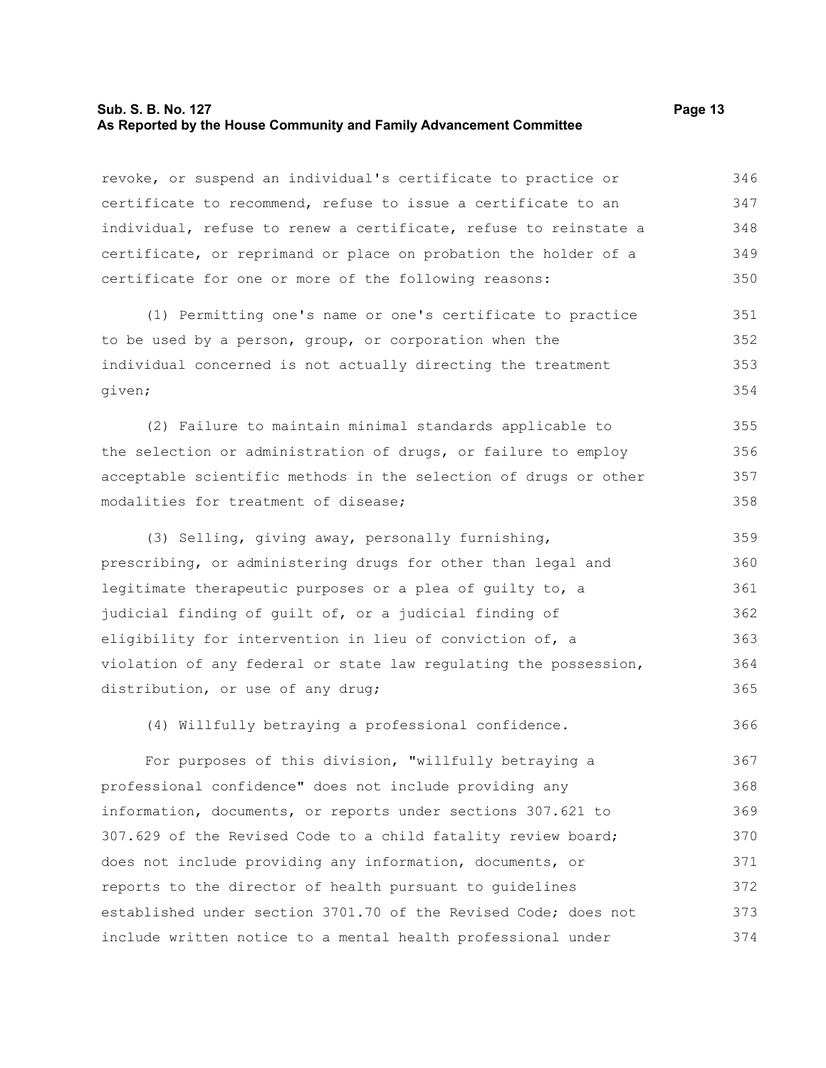revoke, or suspend an individual's certificate to practice or certificate to recommend, refuse to issue a certificate to an individual, refuse to renew a certificate, refuse to reinstate a certificate, or reprimand or place on probation the holder of a certificate for one or more of the following reasons:

(1) Permitting one's name or one's certificate to practice to be used by a person, group, or corporation when the individual concerned is not actually directing the treatment given;

(2) Failure to maintain minimal standards applicable to the selection or administration of drugs, or failure to employ acceptable scientific methods in the selection of drugs or other modalities for treatment of disease;

(3) Selling, giving away, personally furnishing, prescribing, or administering drugs for other than legal and legitimate therapeutic purposes or a plea of guilty to, a judicial finding of guilt of, or a judicial finding of eligibility for intervention in lieu of conviction of, a violation of any federal or state law regulating the possession, distribution, or use of any drug;

(4) Willfully betraying a professional confidence.

For purposes of this division, "willfully betraying a professional confidence" does not include providing any information, documents, or reports under sections 307.621 to 307.629 of the Revised Code to a child fatality review board; does not include providing any information, documents, or reports to the director of health pursuant to guidelines established under section 3701.70 of the Revised Code; does not include written notice to a mental health professional under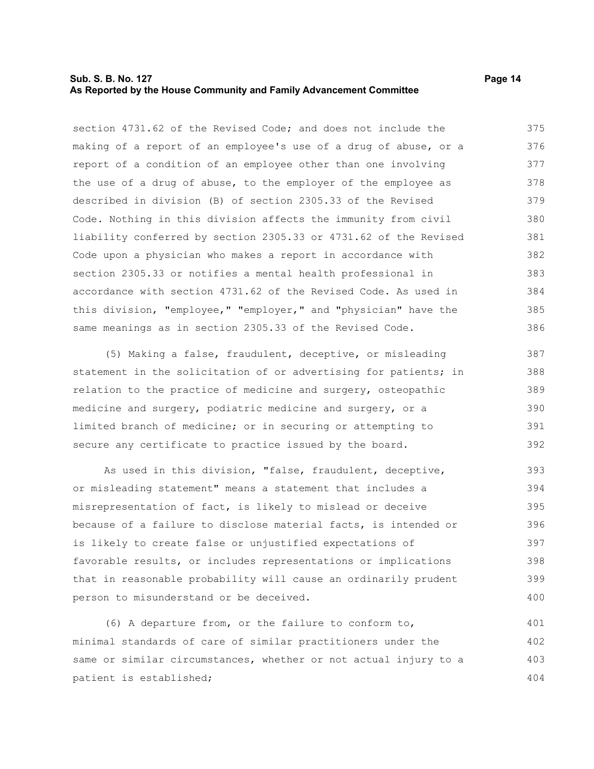section 4731.62 of the Revised Code; and does not include the making of a report of an employee's use of a drug of abuse, or a report of a condition of an employee other than one involving the use of a drug of abuse, to the employer of the employee as described in division (B) of section 2305.33 of the Revised Code. Nothing in this division affects the immunity from civil liability conferred by section 2305.33 or 4731.62 of the Revised Code upon a physician who makes a report in accordance with section 2305.33 or notifies a mental health professional in accordance with section 4731.62 of the Revised Code. As used in this division, "employee," "employer," and "physician" have the same meanings as in section 2305.33 of the Revised Code.

(5) Making a false, fraudulent, deceptive, or misleading statement in the solicitation of or advertising for patients; in relation to the practice of medicine and surgery, osteopathic medicine and surgery, podiatric medicine and surgery, or a limited branch of medicine; or in securing or attempting to secure any certificate to practice issued by the board.

As used in this division, "false, fraudulent, deceptive, or misleading statement" means a statement that includes a misrepresentation of fact, is likely to mislead or deceive because of a failure to disclose material facts, is intended or is likely to create false or unjustified expectations of favorable results, or includes representations or implications that in reasonable probability will cause an ordinarily prudent person to misunderstand or be deceived.

(6) A departure from, or the failure to conform to, minimal standards of care of similar practitioners under the same or similar circumstances, whether or not actual injury to a patient is established;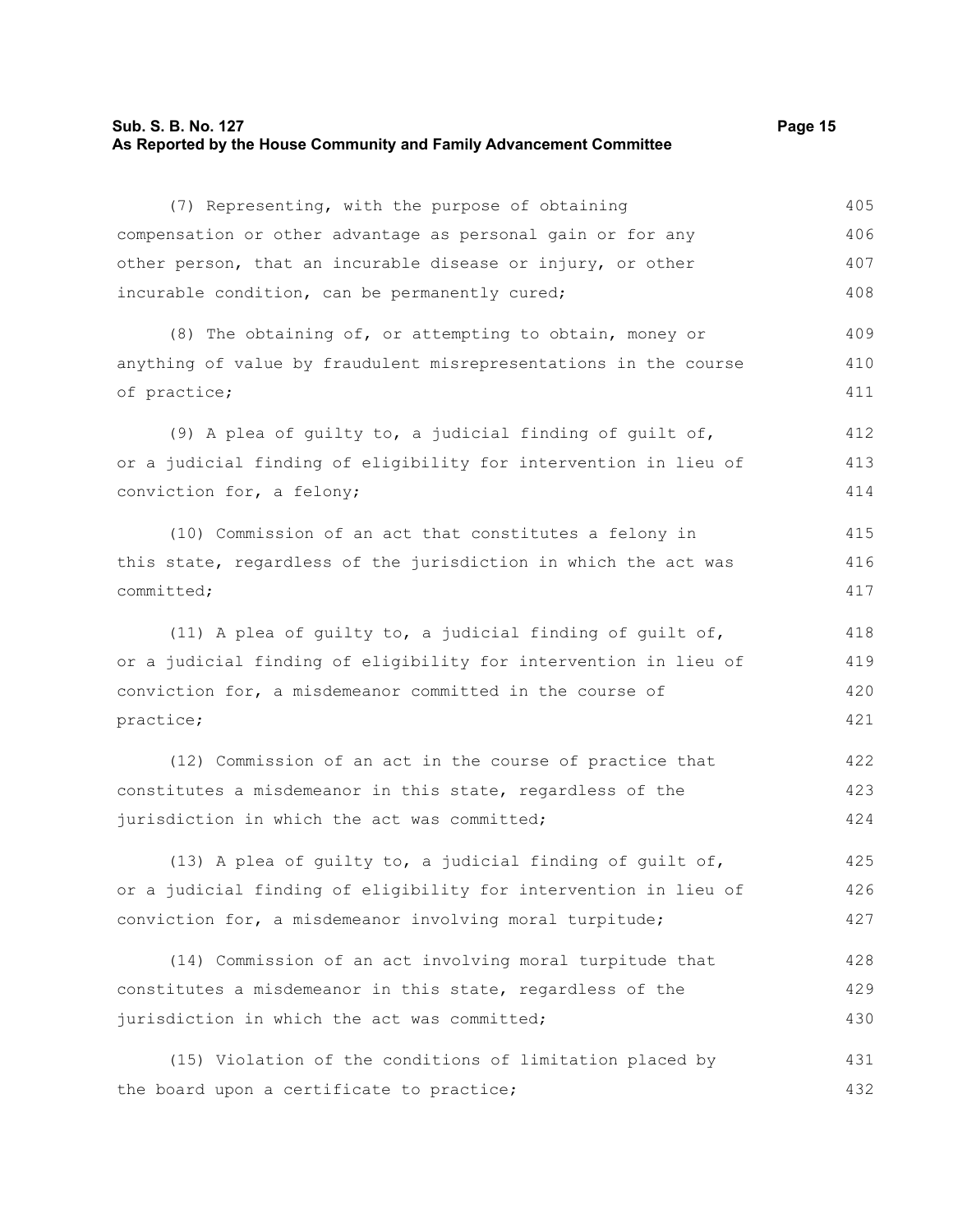(7) Representing, with the purpose of obtaining compensation or other advantage as personal gain or for any other person, that an incurable disease or injury, or other incurable condition, can be permanently cured;

(8) The obtaining of, or attempting to obtain, money or anything of value by fraudulent misrepresentations in the course of practice;

(9) A plea of guilty to, a judicial finding of guilt of, or a judicial finding of eligibility for intervention in lieu of conviction for, a felony;

(10) Commission of an act that constitutes a felony in this state, regardless of the jurisdiction in which the act was committed;

(11) A plea of guilty to, a judicial finding of guilt of, or a judicial finding of eligibility for intervention in lieu of conviction for, a misdemeanor committed in the course of practice;

(12) Commission of an act in the course of practice that constitutes a misdemeanor in this state, regardless of the jurisdiction in which the act was committed;

(13) A plea of guilty to, a judicial finding of guilt of, or a judicial finding of eligibility for intervention in lieu of conviction for, a misdemeanor involving moral turpitude;

(14) Commission of an act involving moral turpitude that constitutes a misdemeanor in this state, regardless of the jurisdiction in which the act was committed;

(15) Violation of the conditions of limitation placed by the board upon a certificate to practice;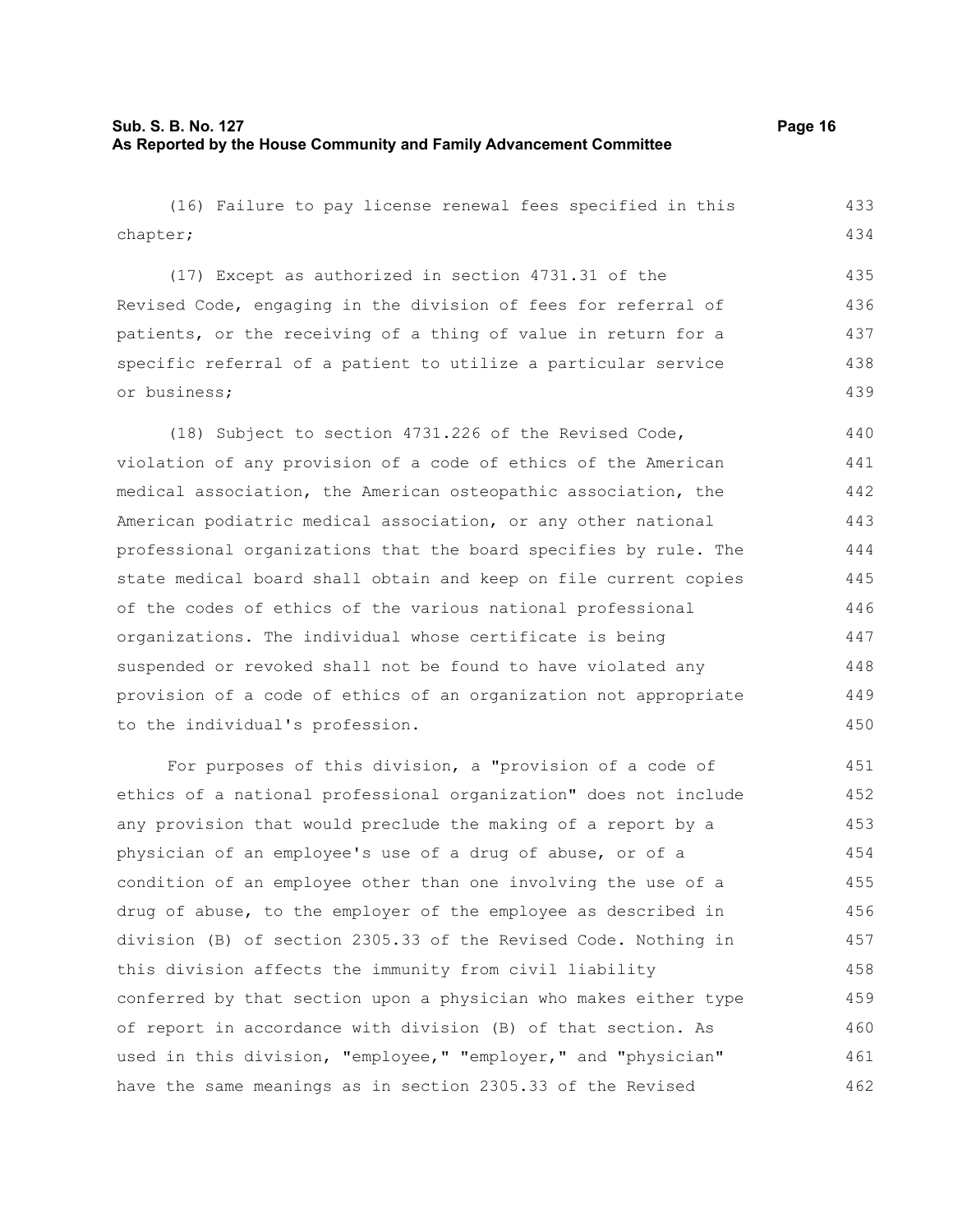(16) Failure to pay license renewal fees specified in this chapter;

(17) Except as authorized in section 4731.31 of the Revised Code, engaging in the division of fees for referral of patients, or the receiving of a thing of value in return for a specific referral of a patient to utilize a particular service or business;

(18) Subject to section 4731.226 of the Revised Code, violation of any provision of a code of ethics of the American medical association, the American osteopathic association, the American podiatric medical association, or any other national professional organizations that the board specifies by rule. The state medical board shall obtain and keep on file current copies of the codes of ethics of the various national professional organizations. The individual whose certificate is being suspended or revoked shall not be found to have violated any provision of a code of ethics of an organization not appropriate to the individual's profession.

For purposes of this division, a "provision of a code of ethics of a national professional organization" does not include any provision that would preclude the making of a report by a physician of an employee's use of a drug of abuse, or of a condition of an employee other than one involving the use of a drug of abuse, to the employer of the employee as described in division (B) of section 2305.33 of the Revised Code. Nothing in this division affects the immunity from civil liability conferred by that section upon a physician who makes either type of report in accordance with division (B) of that section. As used in this division, "employee," "employer," and "physician" have the same meanings as in section 2305.33 of the Revised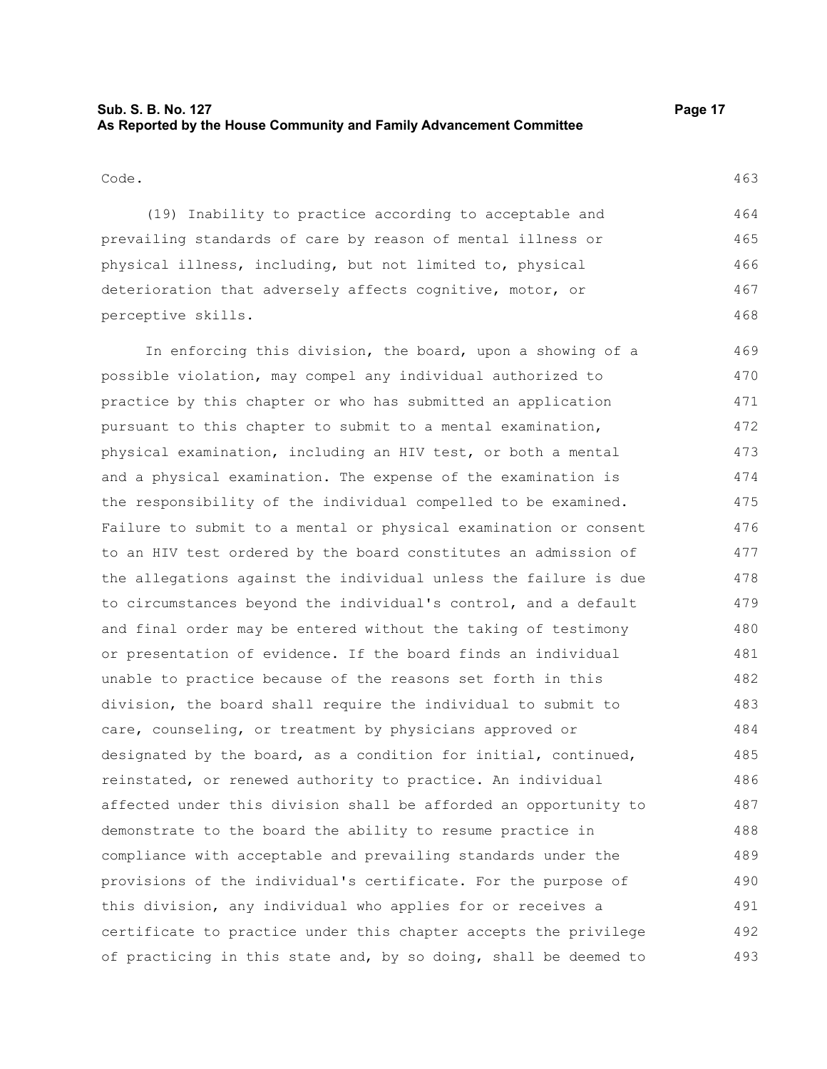Code.

(19) Inability to practice according to acceptable and prevailing standards of care by reason of mental illness or physical illness, including, but not limited to, physical deterioration that adversely affects cognitive, motor, or perceptive skills.

In enforcing this division, the board, upon a showing of a possible violation, may compel any individual authorized to practice by this chapter or who has submitted an application pursuant to this chapter to submit to a mental examination, physical examination, including an HIV test, or both a mental and a physical examination. The expense of the examination is the responsibility of the individual compelled to be examined. Failure to submit to a mental or physical examination or consent to an HIV test ordered by the board constitutes an admission of the allegations against the individual unless the failure is due to circumstances beyond the individual's control, and a default and final order may be entered without the taking of testimony or presentation of evidence. If the board finds an individual unable to practice because of the reasons set forth in this division, the board shall require the individual to submit to care, counseling, or treatment by physicians approved or designated by the board, as a condition for initial, continued, reinstated, or renewed authority to practice. An individual affected under this division shall be afforded an opportunity to demonstrate to the board the ability to resume practice in compliance with acceptable and prevailing standards under the provisions of the individual's certificate. For the purpose of this division, any individual who applies for or receives a certificate to practice under this chapter accepts the privilege of practicing in this state and, by so doing, shall be deemed to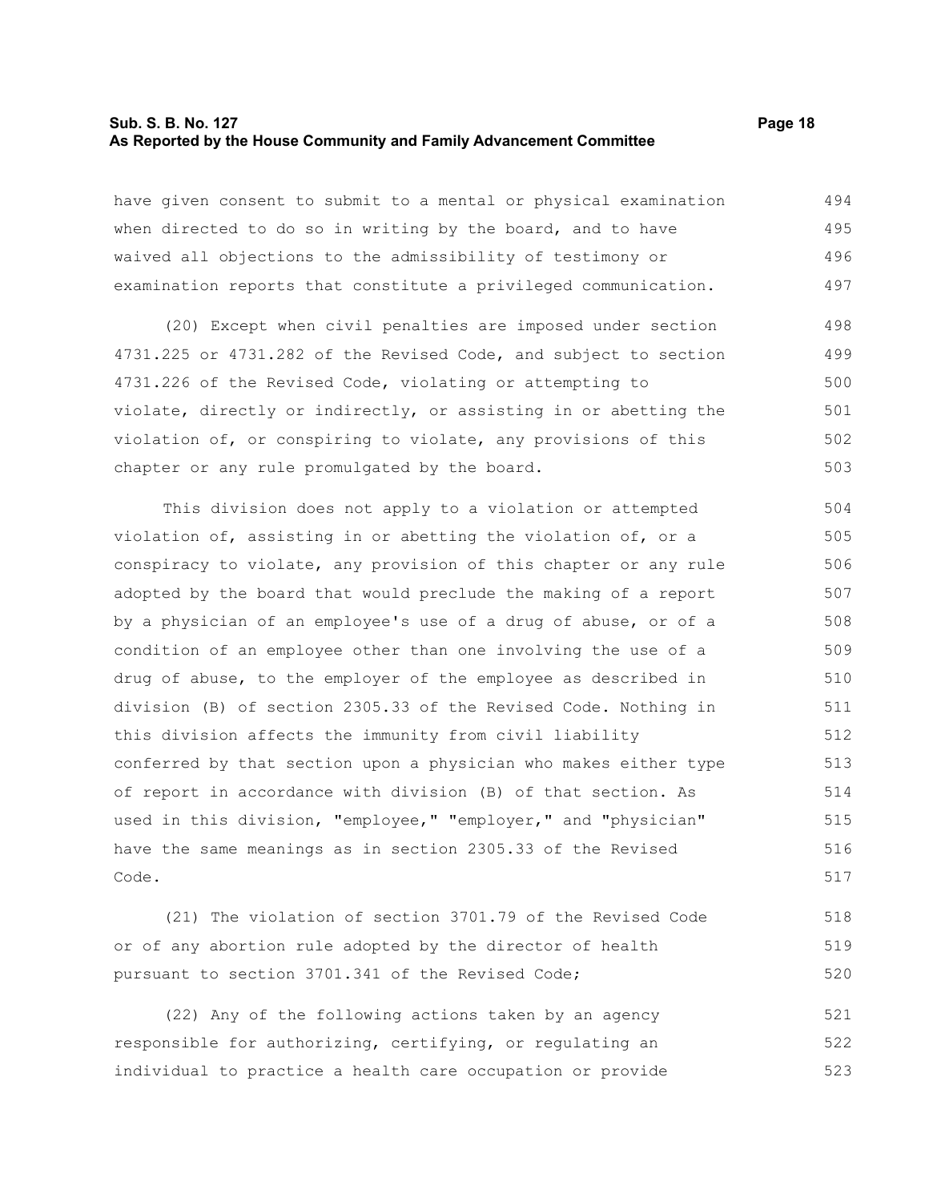have given consent to submit to a mental or physical examination when directed to do so in writing by the board, and to have waived all objections to the admissibility of testimony or examination reports that constitute a privileged communication.

(20) Except when civil penalties are imposed under section 4731.225 or 4731.282 of the Revised Code, and subject to section 4731.226 of the Revised Code, violating or attempting to violate, directly or indirectly, or assisting in or abetting the violation of, or conspiring to violate, any provisions of this chapter or any rule promulgated by the board.

This division does not apply to a violation or attempted violation of, assisting in or abetting the violation of, or a conspiracy to violate, any provision of this chapter or any rule adopted by the board that would preclude the making of a report by a physician of an employee's use of a drug of abuse, or of a condition of an employee other than one involving the use of a drug of abuse, to the employer of the employee as described in division (B) of section 2305.33 of the Revised Code. Nothing in this division affects the immunity from civil liability conferred by that section upon a physician who makes either type of report in accordance with division (B) of that section. As used in this division, "employee," "employer," and "physician" have the same meanings as in section 2305.33 of the Revised Code.

(21) The violation of section 3701.79 of the Revised Code or of any abortion rule adopted by the director of health pursuant to section 3701.341 of the Revised Code;

(22) Any of the following actions taken by an agency responsible for authorizing, certifying, or regulating an individual to practice a health care occupation or provide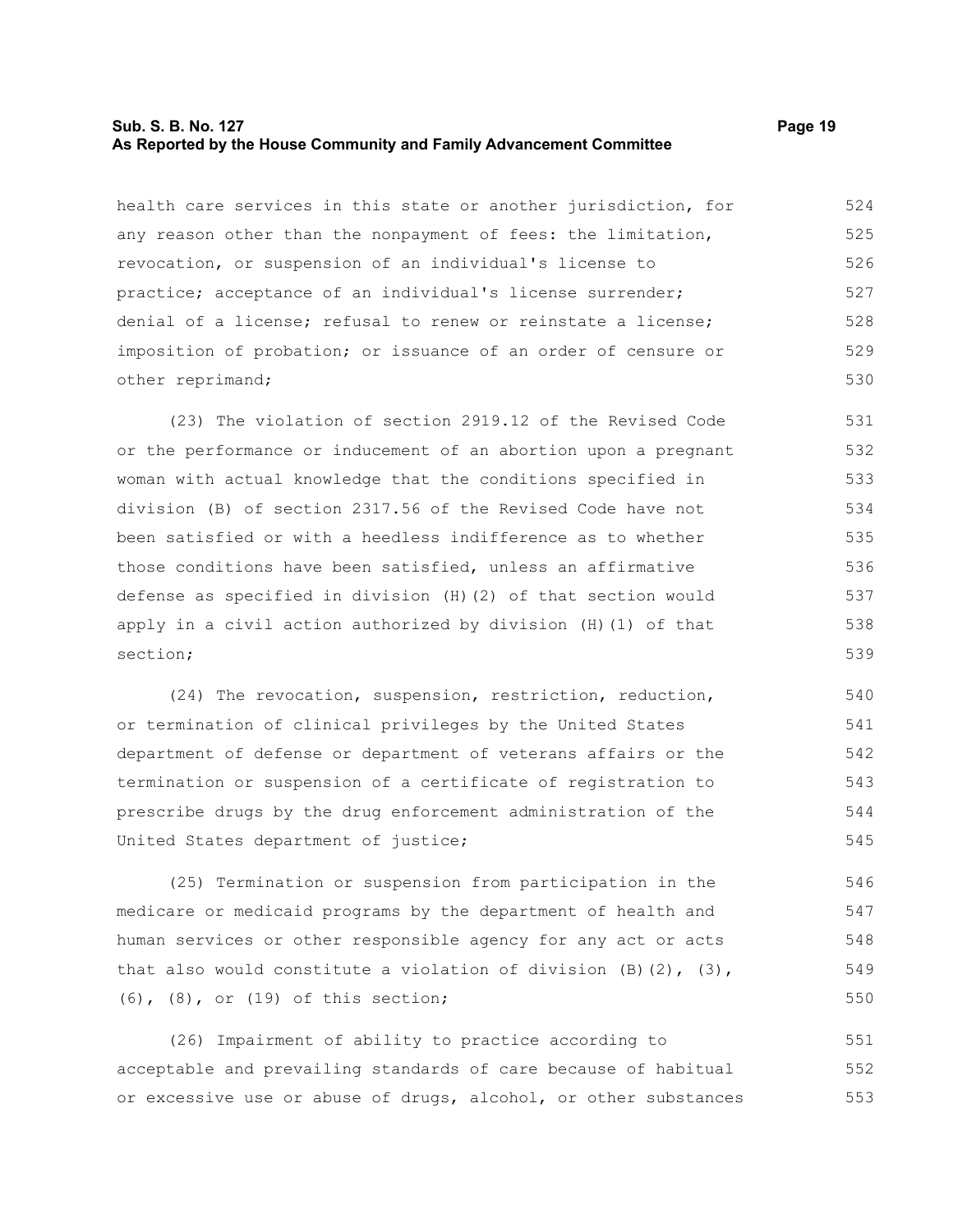health care services in this state or another jurisdiction, for any reason other than the nonpayment of fees: the limitation, revocation, or suspension of an individual's license to practice; acceptance of an individual's license surrender; denial of a license; refusal to renew or reinstate a license; imposition of probation; or issuance of an order of censure or other reprimand;

(23) The violation of section 2919.12 of the Revised Code or the performance or inducement of an abortion upon a pregnant woman with actual knowledge that the conditions specified in division (B) of section 2317.56 of the Revised Code have not been satisfied or with a heedless indifference as to whether those conditions have been satisfied, unless an affirmative defense as specified in division (H)(2) of that section would apply in a civil action authorized by division (H)(1) of that section;

(24) The revocation, suspension, restriction, reduction, or termination of clinical privileges by the United States department of defense or department of veterans affairs or the termination or suspension of a certificate of registration to prescribe drugs by the drug enforcement administration of the United States department of justice;

(25) Termination or suspension from participation in the medicare or medicaid programs by the department of health and human services or other responsible agency for any act or acts that also would constitute a violation of division (B)(2), (3), (6), (8), or (19) of this section;

(26) Impairment of ability to practice according to acceptable and prevailing standards of care because of habitual or excessive use or abuse of drugs, alcohol, or other substances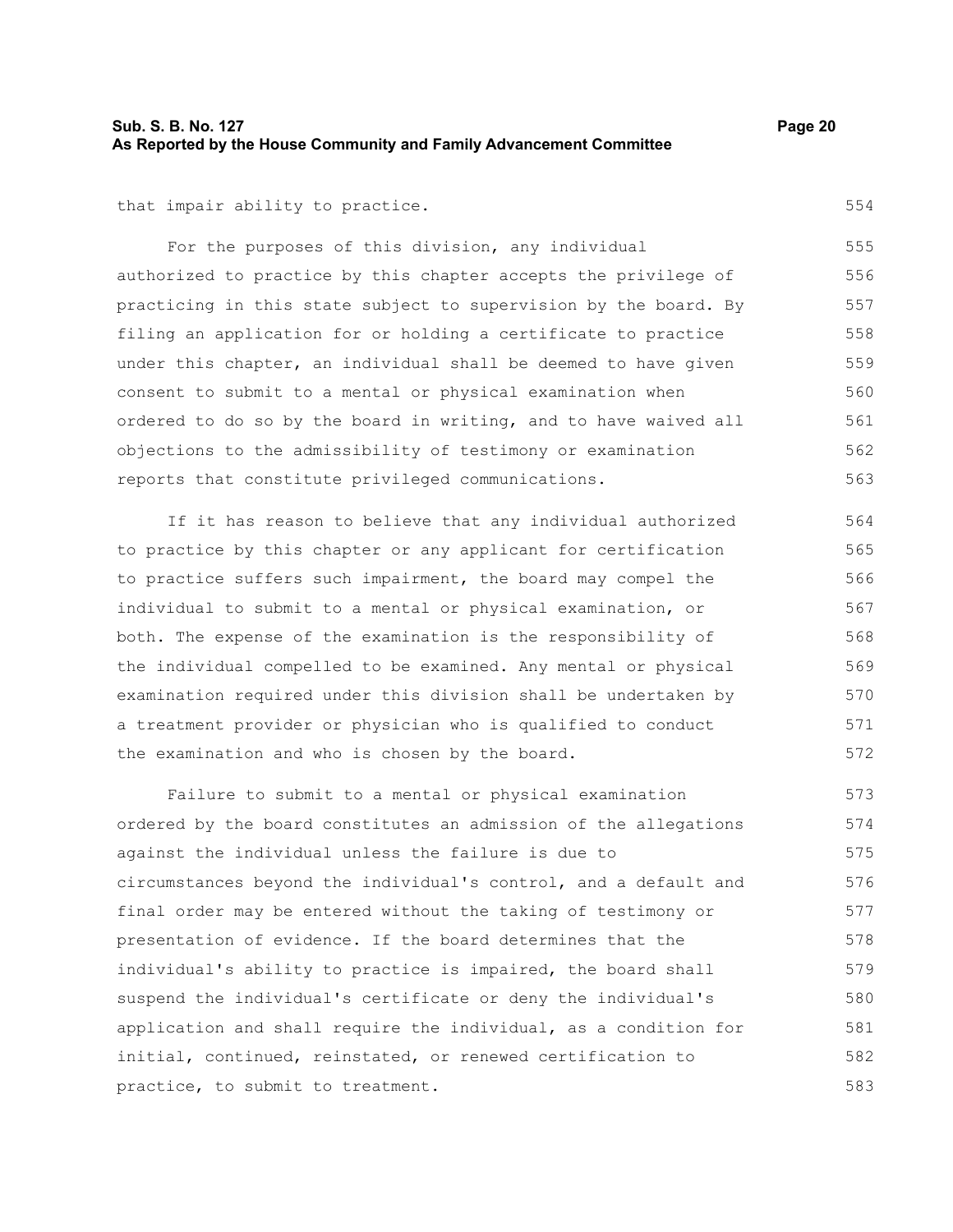that impair ability to practice.

For the purposes of this division, any individual authorized to practice by this chapter accepts the privilege of practicing in this state subject to supervision by the board. By filing an application for or holding a certificate to practice under this chapter, an individual shall be deemed to have given consent to submit to a mental or physical examination when ordered to do so by the board in writing, and to have waived all objections to the admissibility of testimony or examination reports that constitute privileged communications.

If it has reason to believe that any individual authorized to practice by this chapter or any applicant for certification to practice suffers such impairment, the board may compel the individual to submit to a mental or physical examination, or both. The expense of the examination is the responsibility of the individual compelled to be examined. Any mental or physical examination required under this division shall be undertaken by a treatment provider or physician who is qualified to conduct the examination and who is chosen by the board.

Failure to submit to a mental or physical examination ordered by the board constitutes an admission of the allegations against the individual unless the failure is due to circumstances beyond the individual's control, and a default and final order may be entered without the taking of testimony or presentation of evidence. If the board determines that the individual's ability to practice is impaired, the board shall suspend the individual's certificate or deny the individual's application and shall require the individual, as a condition for initial, continued, reinstated, or renewed certification to practice, to submit to treatment.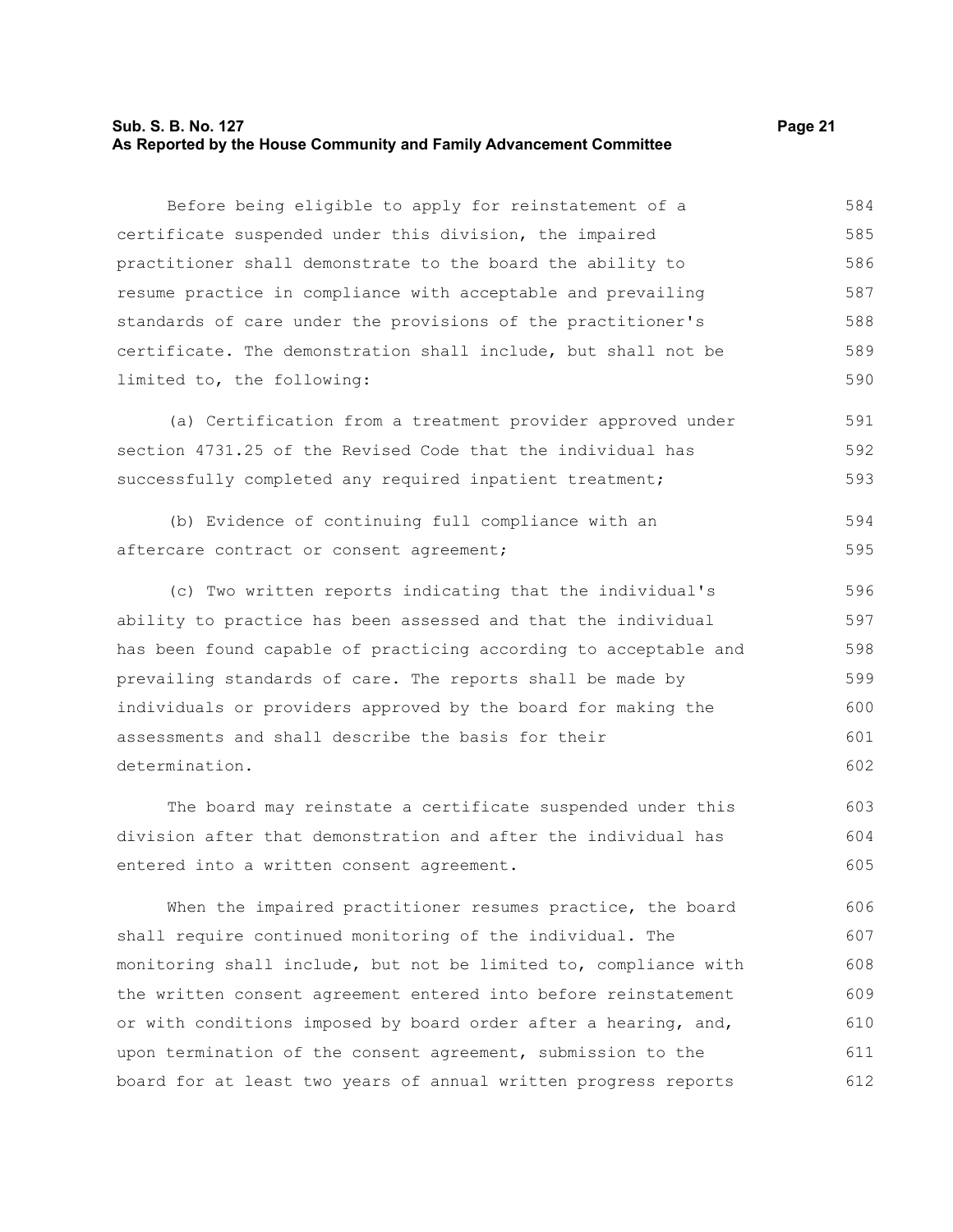Before being eligible to apply for reinstatement of a certificate suspended under this division, the impaired practitioner shall demonstrate to the board the ability to resume practice in compliance with acceptable and prevailing standards of care under the provisions of the practitioner's certificate. The demonstration shall include, but shall not be limited to, the following:

(a) Certification from a treatment provider approved under section 4731.25 of the Revised Code that the individual has successfully completed any required inpatient treatment;

(b) Evidence of continuing full compliance with an aftercare contract or consent agreement;

(c) Two written reports indicating that the individual's ability to practice has been assessed and that the individual has been found capable of practicing according to acceptable and prevailing standards of care. The reports shall be made by individuals or providers approved by the board for making the assessments and shall describe the basis for their determination.

The board may reinstate a certificate suspended under this division after that demonstration and after the individual has entered into a written consent agreement.

When the impaired practitioner resumes practice, the board shall require continued monitoring of the individual. The monitoring shall include, but not be limited to, compliance with the written consent agreement entered into before reinstatement or with conditions imposed by board order after a hearing, and, upon termination of the consent agreement, submission to the board for at least two years of annual written progress reports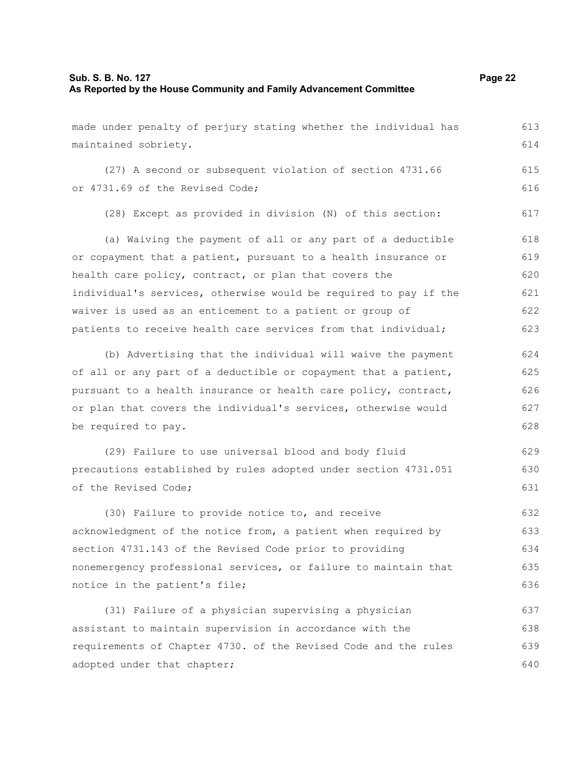made under penalty of perjury stating whether the individual has maintained sobriety.

(27) A second or subsequent violation of section 4731.66 or 4731.69 of the Revised Code;

(28) Except as provided in division (N) of this section:

(a) Waiving the payment of all or any part of a deductible or copayment that a patient, pursuant to a health insurance or health care policy, contract, or plan that covers the individual's services, otherwise would be required to pay if the waiver is used as an enticement to a patient or group of patients to receive health care services from that individual;

(b) Advertising that the individual will waive the payment of all or any part of a deductible or copayment that a patient, pursuant to a health insurance or health care policy, contract, or plan that covers the individual's services, otherwise would be required to pay.

(29) Failure to use universal blood and body fluid precautions established by rules adopted under section 4731.051 of the Revised Code;

(30) Failure to provide notice to, and receive acknowledgment of the notice from, a patient when required by section 4731.143 of the Revised Code prior to providing nonemergency professional services, or failure to maintain that notice in the patient's file;

(31) Failure of a physician supervising a physician assistant to maintain supervision in accordance with the requirements of Chapter 4730. of the Revised Code and the rules adopted under that chapter;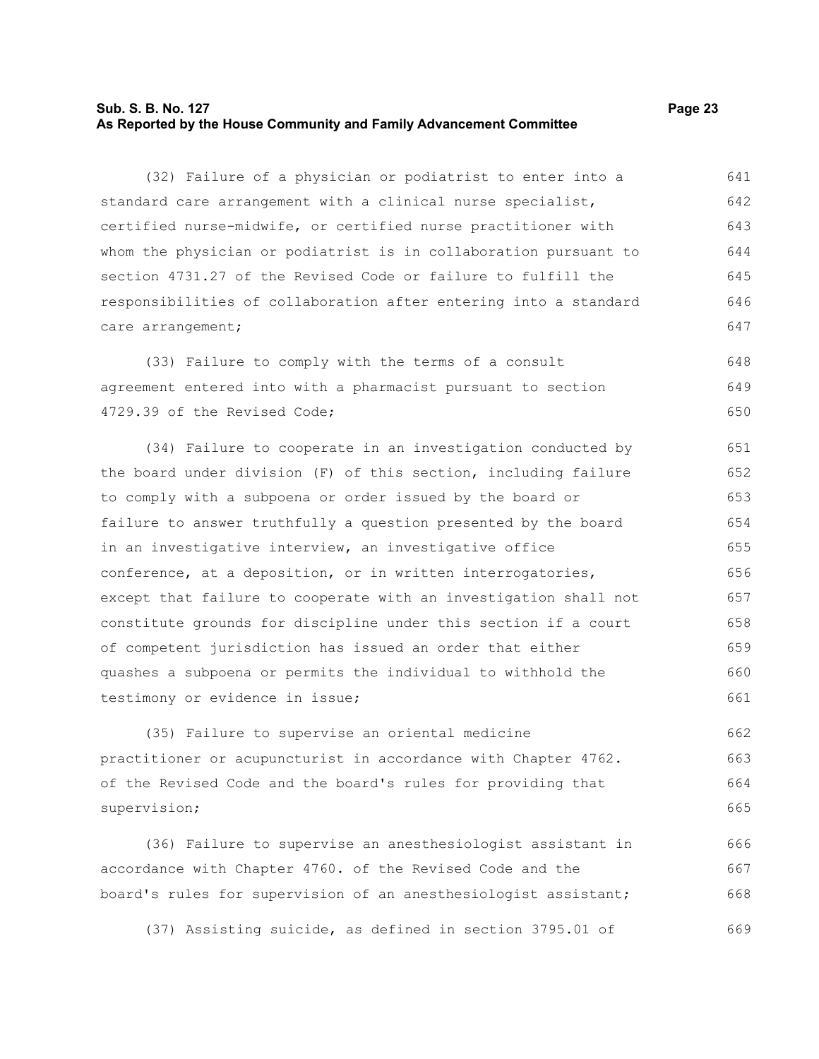(32) Failure of a physician or podiatrist to enter into a standard care arrangement with a clinical nurse specialist, certified nurse-midwife, or certified nurse practitioner with whom the physician or podiatrist is in collaboration pursuant to section 4731.27 of the Revised Code or failure to fulfill the responsibilities of collaboration after entering into a standard care arrangement;

(33) Failure to comply with the terms of a consult agreement entered into with a pharmacist pursuant to section 4729.39 of the Revised Code;

(34) Failure to cooperate in an investigation conducted by the board under division (F) of this section, including failure to comply with a subpoena or order issued by the board or failure to answer truthfully a question presented by the board in an investigative interview, an investigative office conference, at a deposition, or in written interrogatories, except that failure to cooperate with an investigation shall not constitute grounds for discipline under this section if a court of competent jurisdiction has issued an order that either quashes a subpoena or permits the individual to withhold the testimony or evidence in issue;

(35) Failure to supervise an oriental medicine practitioner or acupuncturist in accordance with Chapter 4762. of the Revised Code and the board's rules for providing that supervision;

(36) Failure to supervise an anesthesiologist assistant in accordance with Chapter 4760. of the Revised Code and the board's rules for supervision of an anesthesiologist assistant;

(37) Assisting suicide, as defined in section 3795.01 of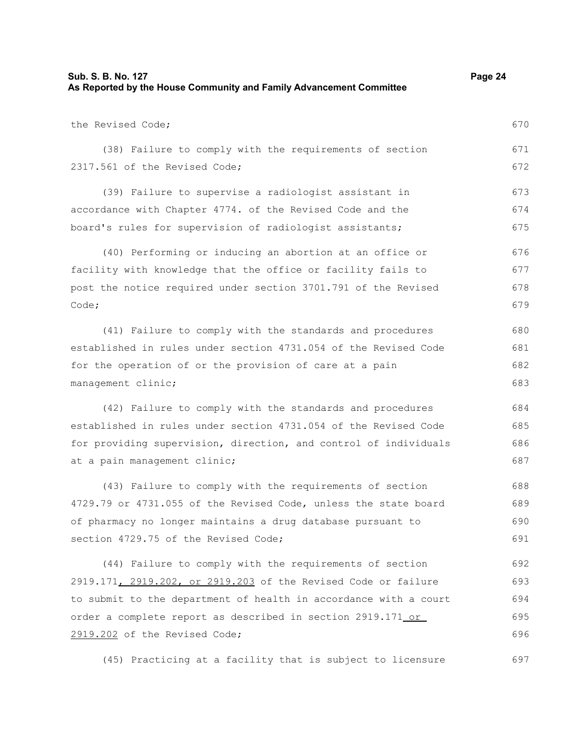the Revised Code;

(38) Failure to comply with the requirements of section 2317.561 of the Revised Code;

(39) Failure to supervise a radiologist assistant in accordance with Chapter 4774. of the Revised Code and the board's rules for supervision of radiologist assistants;

(40) Performing or inducing an abortion at an office or facility with knowledge that the office or facility fails to post the notice required under section 3701.791 of the Revised Code;

(41) Failure to comply with the standards and procedures established in rules under section 4731.054 of the Revised Code for the operation of or the provision of care at a pain management clinic;

(42) Failure to comply with the standards and procedures established in rules under section 4731.054 of the Revised Code for providing supervision, direction, and control of individuals at a pain management clinic;

(43) Failure to comply with the requirements of section 4729.79 or 4731.055 of the Revised Code, unless the state board of pharmacy no longer maintains a drug database pursuant to section 4729.75 of the Revised Code;

(44) Failure to comply with the requirements of section 2919.171, 2919.202, or 2919.203 of the Revised Code or failure to submit to the department of health in accordance with a court order a complete report as described in section 2919.171 or 2919.202 of the Revised Code;

(45) Practicing at a facility that is subject to licensure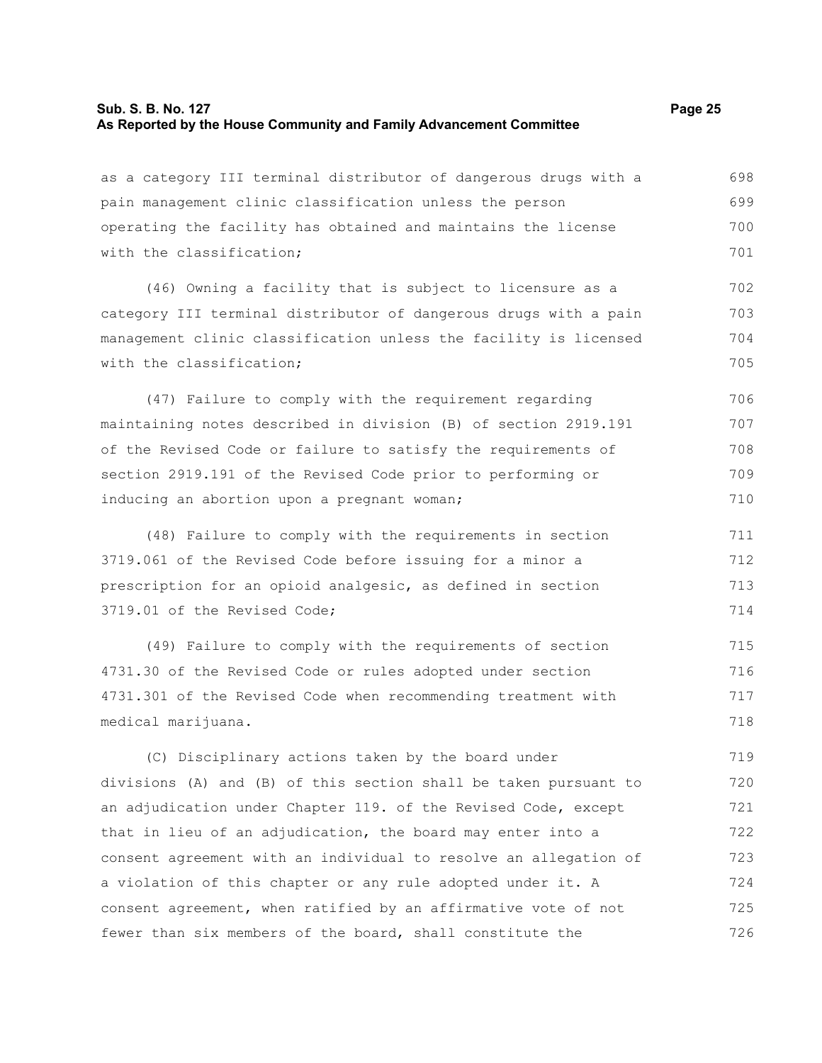as a category III terminal distributor of dangerous drugs with a pain management clinic classification unless the person operating the facility has obtained and maintains the license with the classification;

(46) Owning a facility that is subject to licensure as a category III terminal distributor of dangerous drugs with a pain management clinic classification unless the facility is licensed with the classification;

(47) Failure to comply with the requirement regarding maintaining notes described in division (B) of section 2919.191 of the Revised Code or failure to satisfy the requirements of section 2919.191 of the Revised Code prior to performing or inducing an abortion upon a pregnant woman;

(48) Failure to comply with the requirements in section 3719.061 of the Revised Code before issuing for a minor a prescription for an opioid analgesic, as defined in section 3719.01 of the Revised Code;

(49) Failure to comply with the requirements of section 4731.30 of the Revised Code or rules adopted under section 4731.301 of the Revised Code when recommending treatment with medical marijuana.

(C) Disciplinary actions taken by the board under divisions (A) and (B) of this section shall be taken pursuant to an adjudication under Chapter 119. of the Revised Code, except that in lieu of an adjudication, the board may enter into a consent agreement with an individual to resolve an allegation of a violation of this chapter or any rule adopted under it. A consent agreement, when ratified by an affirmative vote of not fewer than six members of the board, shall constitute the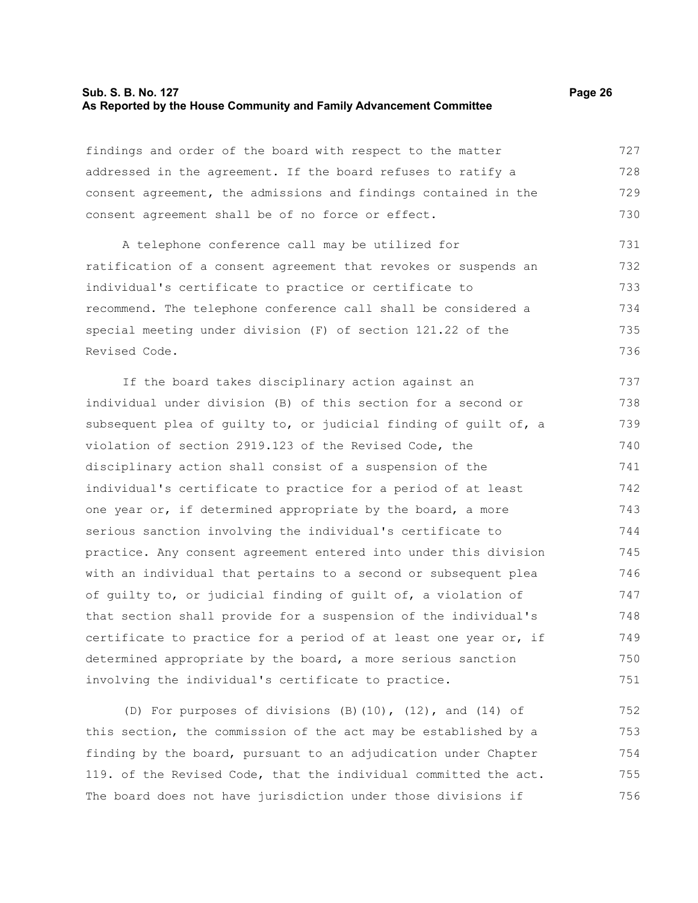findings and order of the board with respect to the matter addressed in the agreement. If the board refuses to ratify a consent agreement, the admissions and findings contained in the consent agreement shall be of no force or effect.

A telephone conference call may be utilized for ratification of a consent agreement that revokes or suspends an individual's certificate to practice or certificate to recommend. The telephone conference call shall be considered a special meeting under division (F) of section 121.22 of the Revised Code.

If the board takes disciplinary action against an individual under division (B) of this section for a second or subsequent plea of guilty to, or judicial finding of guilt of, a violation of section 2919.123 of the Revised Code, the disciplinary action shall consist of a suspension of the individual's certificate to practice for a period of at least one year or, if determined appropriate by the board, a more serious sanction involving the individual's certificate to practice. Any consent agreement entered into under this division with an individual that pertains to a second or subsequent plea of guilty to, or judicial finding of guilt of, a violation of that section shall provide for a suspension of the individual's certificate to practice for a period of at least one year or, if determined appropriate by the board, a more serious sanction involving the individual's certificate to practice.

(D) For purposes of divisions (B)(10), (12), and (14) of this section, the commission of the act may be established by a finding by the board, pursuant to an adjudication under Chapter 119. of the Revised Code, that the individual committed the act. The board does not have jurisdiction under those divisions if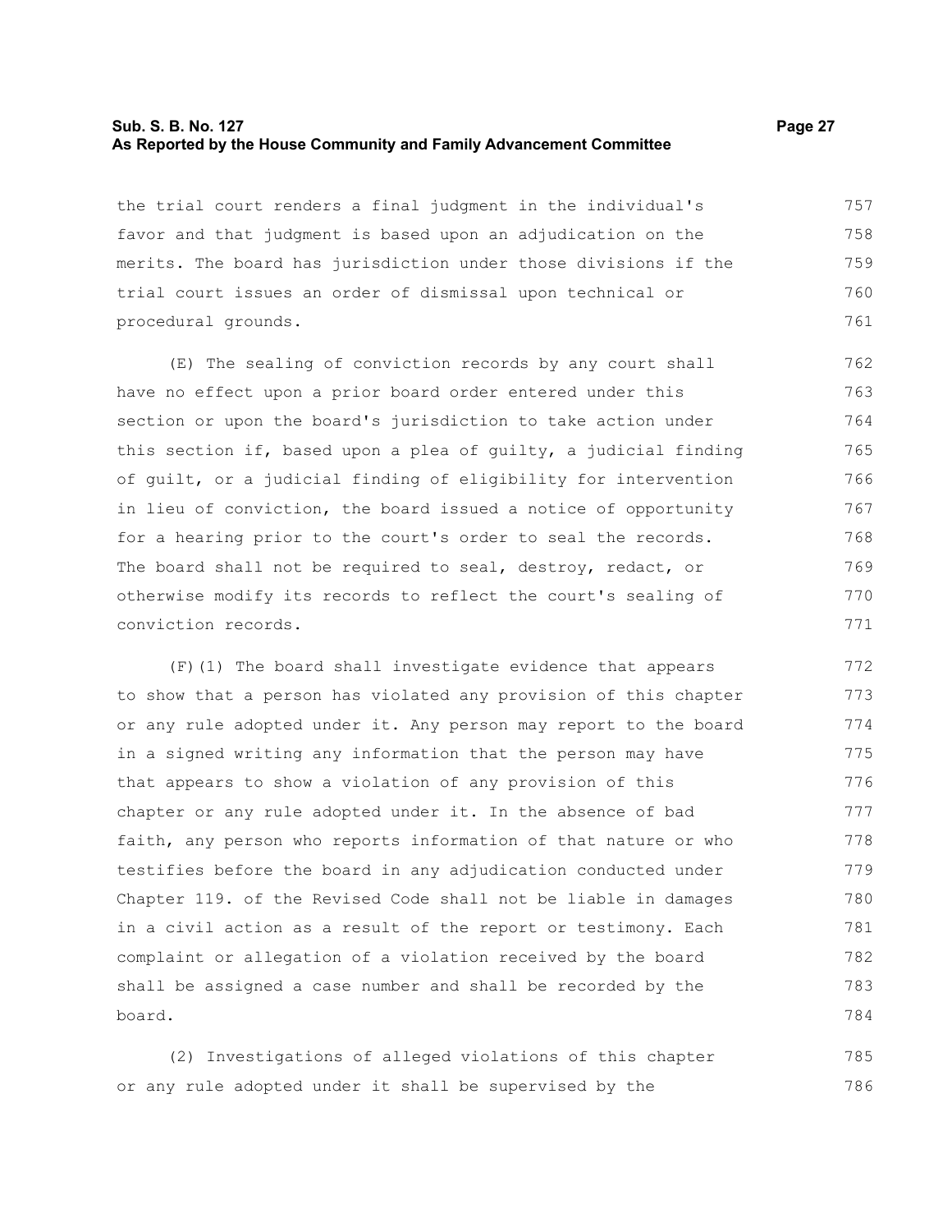the trial court renders a final judgment in the individual's favor and that judgment is based upon an adjudication on the merits. The board has jurisdiction under those divisions if the trial court issues an order of dismissal upon technical or procedural grounds.

(E) The sealing of conviction records by any court shall have no effect upon a prior board order entered under this section or upon the board's jurisdiction to take action under this section if, based upon a plea of guilty, a judicial finding of guilt, or a judicial finding of eligibility for intervention in lieu of conviction, the board issued a notice of opportunity for a hearing prior to the court's order to seal the records. The board shall not be required to seal, destroy, redact, or otherwise modify its records to reflect the court's sealing of conviction records.

(F)(1) The board shall investigate evidence that appears to show that a person has violated any provision of this chapter or any rule adopted under it. Any person may report to the board in a signed writing any information that the person may have that appears to show a violation of any provision of this chapter or any rule adopted under it. In the absence of bad faith, any person who reports information of that nature or who testifies before the board in any adjudication conducted under Chapter 119. of the Revised Code shall not be liable in damages in a civil action as a result of the report or testimony. Each complaint or allegation of a violation received by the board shall be assigned a case number and shall be recorded by the board.

(2) Investigations of alleged violations of this chapter or any rule adopted under it shall be supervised by the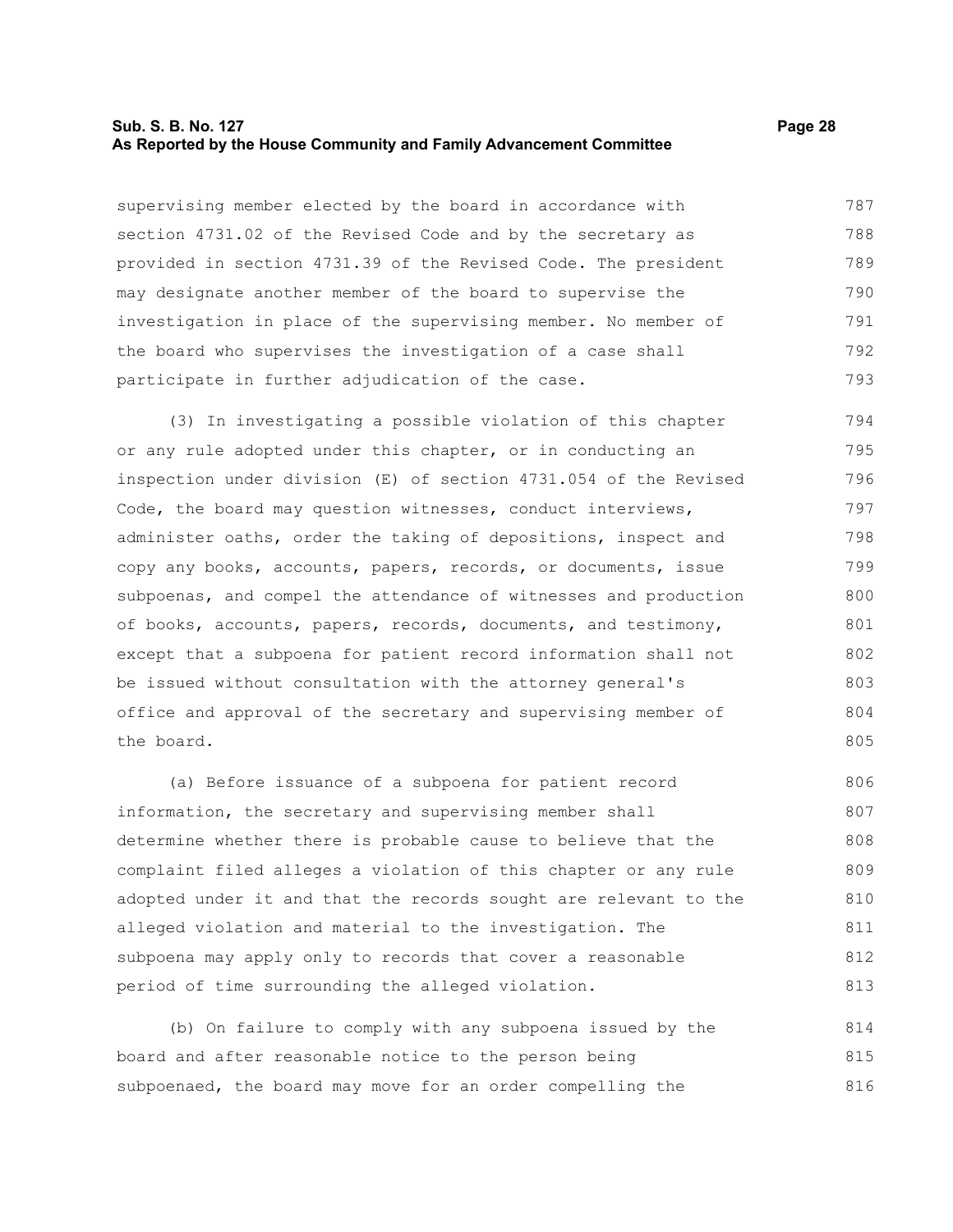supervising member elected by the board in accordance with section 4731.02 of the Revised Code and by the secretary as provided in section 4731.39 of the Revised Code. The president may designate another member of the board to supervise the investigation in place of the supervising member. No member of the board who supervises the investigation of a case shall participate in further adjudication of the case.

(3) In investigating a possible violation of this chapter or any rule adopted under this chapter, or in conducting an inspection under division (E) of section 4731.054 of the Revised Code, the board may question witnesses, conduct interviews, administer oaths, order the taking of depositions, inspect and copy any books, accounts, papers, records, or documents, issue subpoenas, and compel the attendance of witnesses and production of books, accounts, papers, records, documents, and testimony, except that a subpoena for patient record information shall not be issued without consultation with the attorney general's office and approval of the secretary and supervising member of the board.

(a) Before issuance of a subpoena for patient record information, the secretary and supervising member shall determine whether there is probable cause to believe that the complaint filed alleges a violation of this chapter or any rule adopted under it and that the records sought are relevant to the alleged violation and material to the investigation. The subpoena may apply only to records that cover a reasonable period of time surrounding the alleged violation.

(b) On failure to comply with any subpoena issued by the board and after reasonable notice to the person being subpoenaed, the board may move for an order compelling the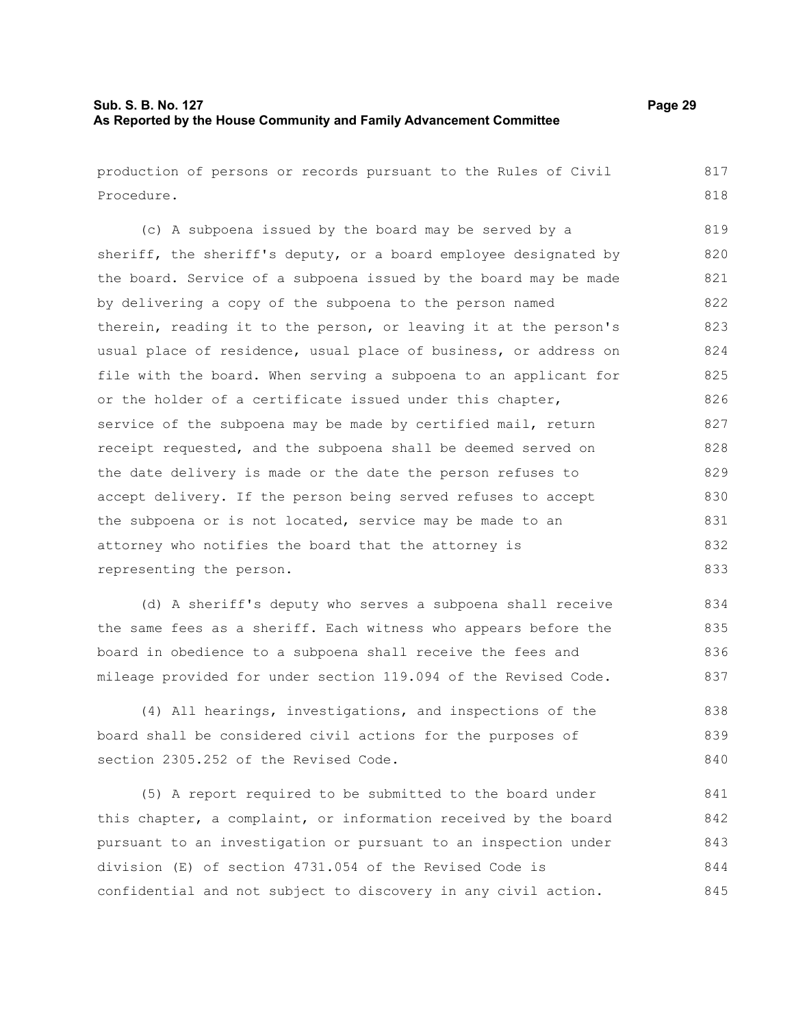production of persons or records pursuant to the Rules of Civil Procedure.

(c) A subpoena issued by the board may be served by a sheriff, the sheriff's deputy, or a board employee designated by the board. Service of a subpoena issued by the board may be made by delivering a copy of the subpoena to the person named therein, reading it to the person, or leaving it at the person's usual place of residence, usual place of business, or address on file with the board. When serving a subpoena to an applicant for or the holder of a certificate issued under this chapter, service of the subpoena may be made by certified mail, return receipt requested, and the subpoena shall be deemed served on the date delivery is made or the date the person refuses to accept delivery. If the person being served refuses to accept the subpoena or is not located, service may be made to an attorney who notifies the board that the attorney is representing the person.

(d) A sheriff's deputy who serves a subpoena shall receive the same fees as a sheriff. Each witness who appears before the board in obedience to a subpoena shall receive the fees and mileage provided for under section 119.094 of the Revised Code.

(4) All hearings, investigations, and inspections of the board shall be considered civil actions for the purposes of section 2305.252 of the Revised Code.

(5) A report required to be submitted to the board under this chapter, a complaint, or information received by the board pursuant to an investigation or pursuant to an inspection under division (E) of section 4731.054 of the Revised Code is confidential and not subject to discovery in any civil action.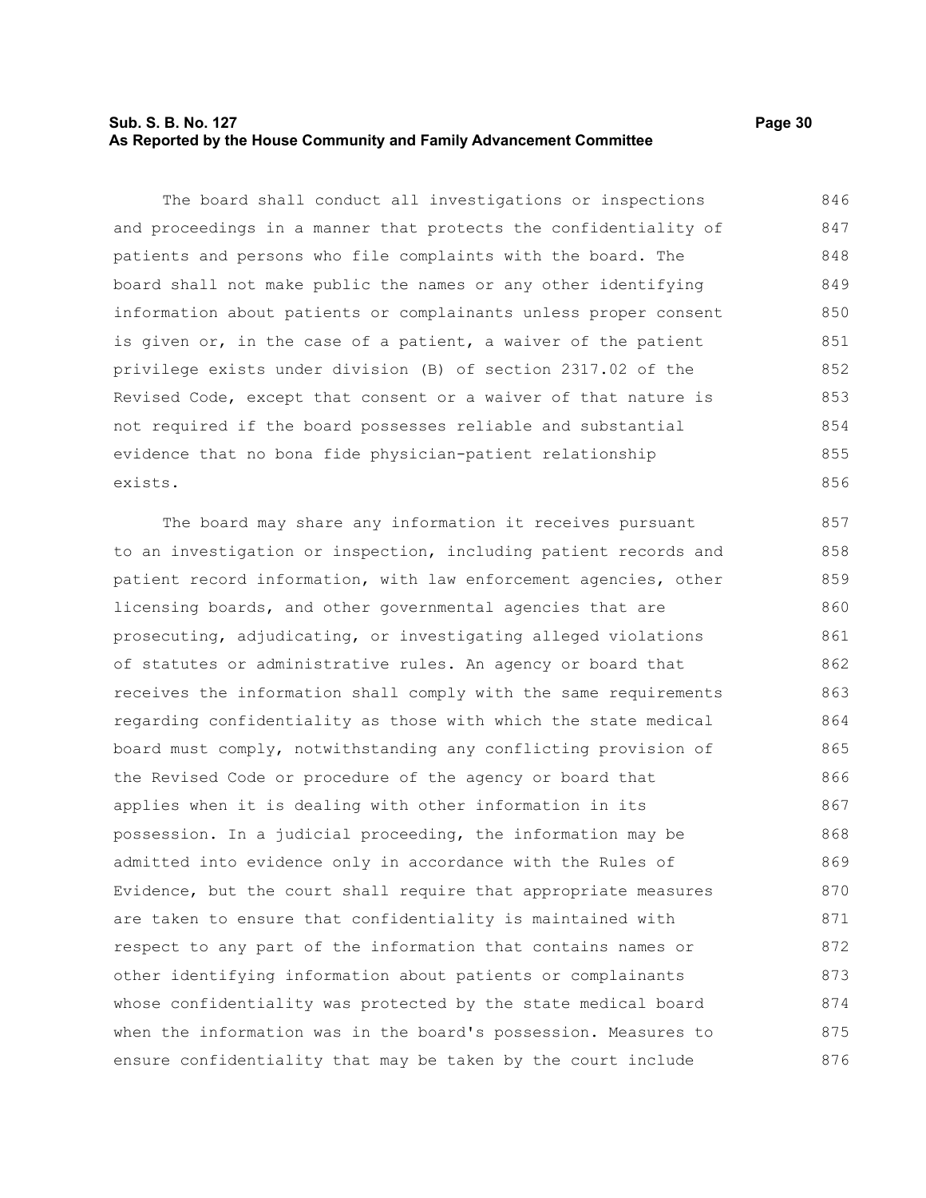The board shall conduct all investigations or inspections and proceedings in a manner that protects the confidentiality of patients and persons who file complaints with the board. The board shall not make public the names or any other identifying information about patients or complainants unless proper consent is given or, in the case of a patient, a waiver of the patient privilege exists under division (B) of section 2317.02 of the Revised Code, except that consent or a waiver of that nature is not required if the board possesses reliable and substantial evidence that no bona fide physician-patient relationship exists.

The board may share any information it receives pursuant to an investigation or inspection, including patient records and patient record information, with law enforcement agencies, other licensing boards, and other governmental agencies that are prosecuting, adjudicating, or investigating alleged violations of statutes or administrative rules. An agency or board that receives the information shall comply with the same requirements regarding confidentiality as those with which the state medical board must comply, notwithstanding any conflicting provision of the Revised Code or procedure of the agency or board that applies when it is dealing with other information in its possession. In a judicial proceeding, the information may be admitted into evidence only in accordance with the Rules of Evidence, but the court shall require that appropriate measures are taken to ensure that confidentiality is maintained with respect to any part of the information that contains names or other identifying information about patients or complainants whose confidentiality was protected by the state medical board when the information was in the board's possession. Measures to ensure confidentiality that may be taken by the court include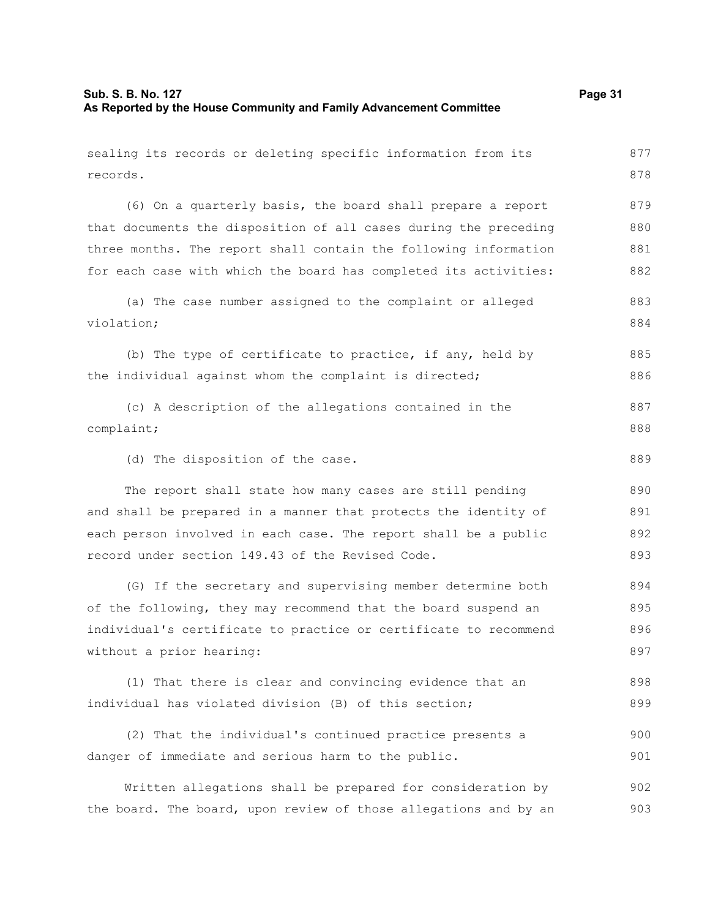sealing its records or deleting specific information from its records.

(6) On a quarterly basis, the board shall prepare a report that documents the disposition of all cases during the preceding three months. The report shall contain the following information for each case with which the board has completed its activities:

(a) The case number assigned to the complaint or alleged violation;

(b) The type of certificate to practice, if any, held by the individual against whom the complaint is directed;

(c) A description of the allegations contained in the complaint;

(d) The disposition of the case.

The report shall state how many cases are still pending and shall be prepared in a manner that protects the identity of each person involved in each case. The report shall be a public record under section 149.43 of the Revised Code.

(G) If the secretary and supervising member determine both of the following, they may recommend that the board suspend an individual's certificate to practice or certificate to recommend without a prior hearing:

(1) That there is clear and convincing evidence that an individual has violated division (B) of this section;

(2) That the individual's continued practice presents a danger of immediate and serious harm to the public.

Written allegations shall be prepared for consideration by the board. The board, upon review of those allegations and by an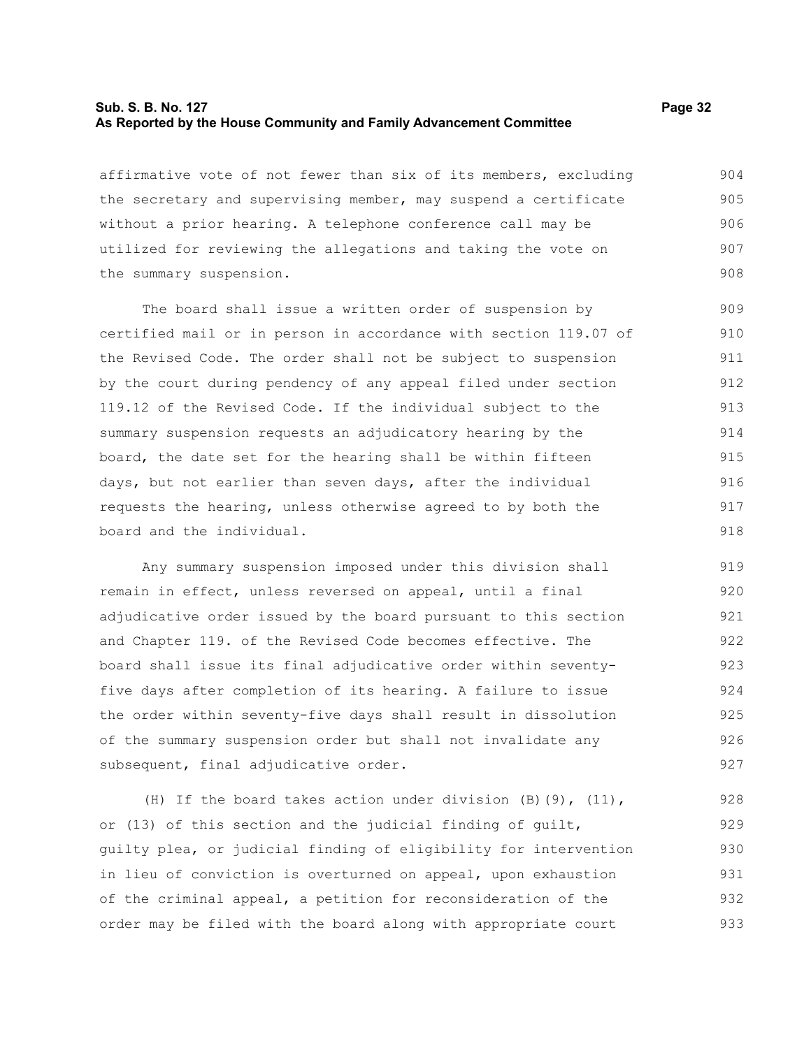affirmative vote of not fewer than six of its members, excluding the secretary and supervising member, may suspend a certificate without a prior hearing. A telephone conference call may be utilized for reviewing the allegations and taking the vote on the summary suspension.

The board shall issue a written order of suspension by certified mail or in person in accordance with section 119.07 of the Revised Code. The order shall not be subject to suspension by the court during pendency of any appeal filed under section 119.12 of the Revised Code. If the individual subject to the summary suspension requests an adjudicatory hearing by the board, the date set for the hearing shall be within fifteen days, but not earlier than seven days, after the individual requests the hearing, unless otherwise agreed to by both the board and the individual.

Any summary suspension imposed under this division shall remain in effect, unless reversed on appeal, until a final adjudicative order issued by the board pursuant to this section and Chapter 119. of the Revised Code becomes effective. The board shall issue its final adjudicative order within seventy-five days after completion of its hearing. A failure to issue the order within seventy-five days shall result in dissolution of the summary suspension order but shall not invalidate any subsequent, final adjudicative order.

(H) If the board takes action under division (B)(9), (11), or (13) of this section and the judicial finding of guilt, guilty plea, or judicial finding of eligibility for intervention in lieu of conviction is overturned on appeal, upon exhaustion of the criminal appeal, a petition for reconsideration of the order may be filed with the board along with appropriate court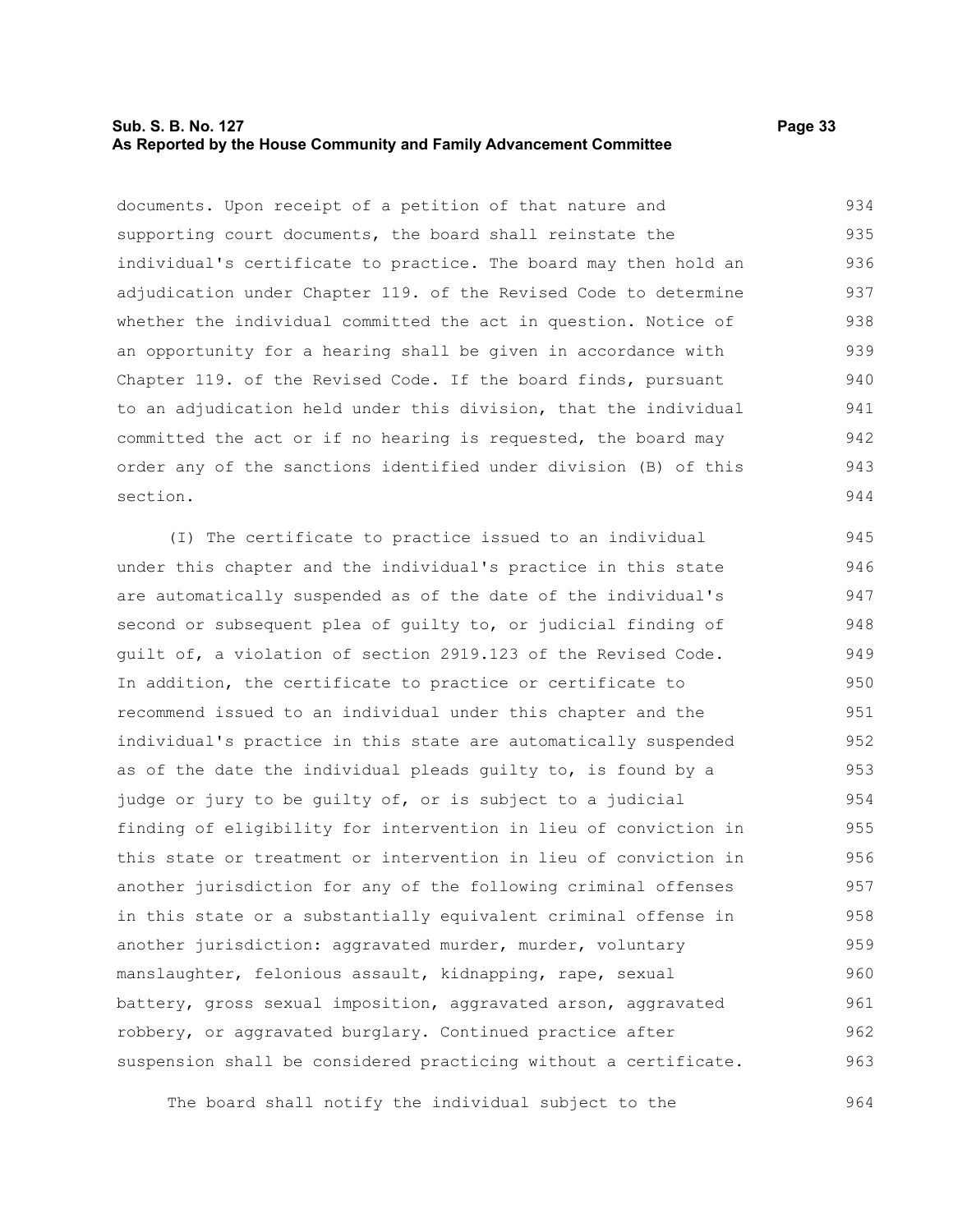documents. Upon receipt of a petition of that nature and supporting court documents, the board shall reinstate the individual's certificate to practice. The board may then hold an adjudication under Chapter 119. of the Revised Code to determine whether the individual committed the act in question. Notice of an opportunity for a hearing shall be given in accordance with Chapter 119. of the Revised Code. If the board finds, pursuant to an adjudication held under this division, that the individual committed the act or if no hearing is requested, the board may order any of the sanctions identified under division (B) of this section.

(I) The certificate to practice issued to an individual under this chapter and the individual's practice in this state are automatically suspended as of the date of the individual's second or subsequent plea of guilty to, or judicial finding of guilt of, a violation of section 2919.123 of the Revised Code. In addition, the certificate to practice or certificate to recommend issued to an individual under this chapter and the individual's practice in this state are automatically suspended as of the date the individual pleads guilty to, is found by a judge or jury to be guilty of, or is subject to a judicial finding of eligibility for intervention in lieu of conviction in this state or treatment or intervention in lieu of conviction in another jurisdiction for any of the following criminal offenses in this state or a substantially equivalent criminal offense in another jurisdiction: aggravated murder, murder, voluntary manslaughter, felonious assault, kidnapping, rape, sexual battery, gross sexual imposition, aggravated arson, aggravated robbery, or aggravated burglary. Continued practice after suspension shall be considered practicing without a certificate.

The board shall notify the individual subject to the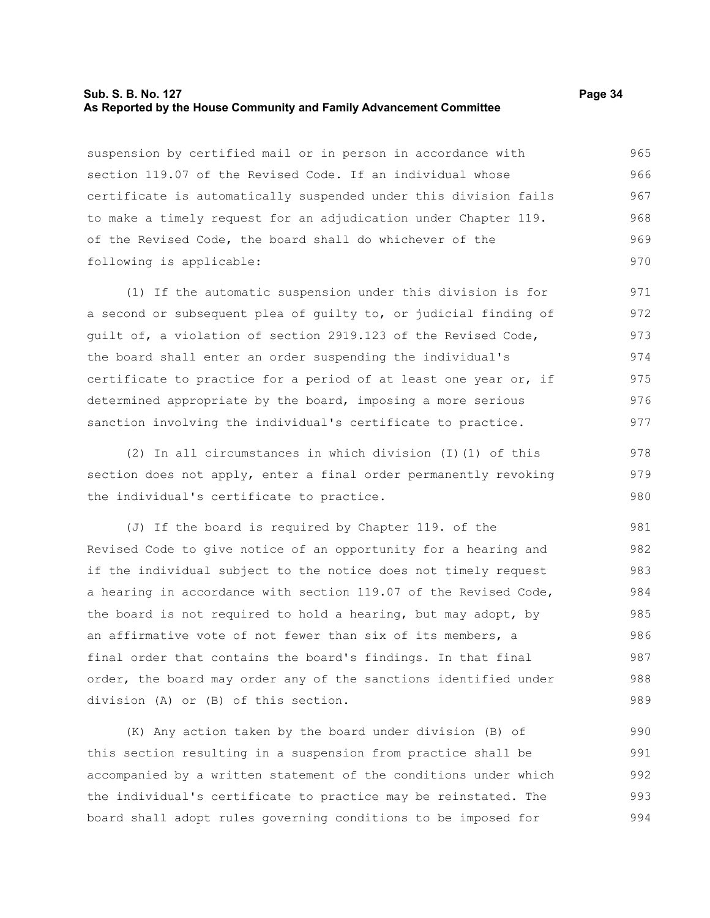suspension by certified mail or in person in accordance with section 119.07 of the Revised Code. If an individual whose certificate is automatically suspended under this division fails to make a timely request for an adjudication under Chapter 119. of the Revised Code, the board shall do whichever of the following is applicable:

(1) If the automatic suspension under this division is for a second or subsequent plea of guilty to, or judicial finding of guilt of, a violation of section 2919.123 of the Revised Code, the board shall enter an order suspending the individual's certificate to practice for a period of at least one year or, if determined appropriate by the board, imposing a more serious sanction involving the individual's certificate to practice.

(2) In all circumstances in which division (I)(1) of this section does not apply, enter a final order permanently revoking the individual's certificate to practice.

(J) If the board is required by Chapter 119. of the Revised Code to give notice of an opportunity for a hearing and if the individual subject to the notice does not timely request a hearing in accordance with section 119.07 of the Revised Code, the board is not required to hold a hearing, but may adopt, by an affirmative vote of not fewer than six of its members, a final order that contains the board's findings. In that final order, the board may order any of the sanctions identified under division (A) or (B) of this section.

(K) Any action taken by the board under division (B) of this section resulting in a suspension from practice shall be accompanied by a written statement of the conditions under which the individual's certificate to practice may be reinstated. The board shall adopt rules governing conditions to be imposed for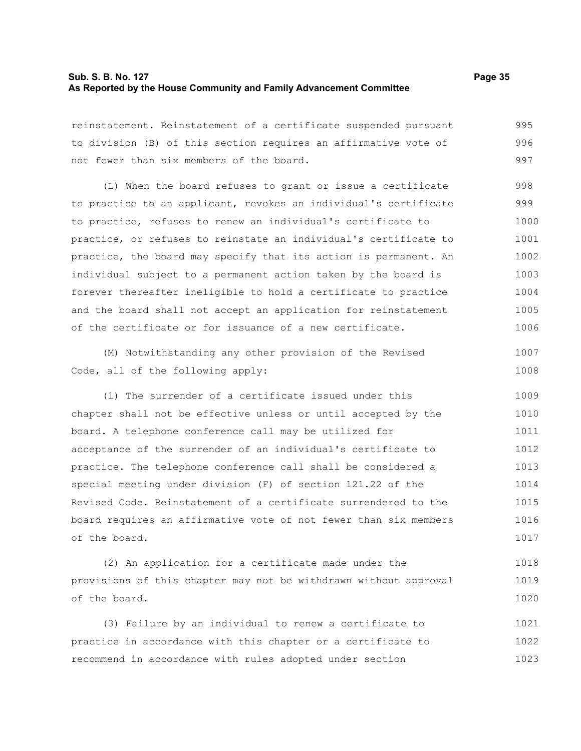reinstatement. Reinstatement of a certificate suspended pursuant to division (B) of this section requires an affirmative vote of not fewer than six members of the board.

(L) When the board refuses to grant or issue a certificate to practice to an applicant, revokes an individual's certificate to practice, refuses to renew an individual's certificate to practice, or refuses to reinstate an individual's certificate to practice, the board may specify that its action is permanent. An individual subject to a permanent action taken by the board is forever thereafter ineligible to hold a certificate to practice and the board shall not accept an application for reinstatement of the certificate or for issuance of a new certificate.

(M) Notwithstanding any other provision of the Revised Code, all of the following apply:

(1) The surrender of a certificate issued under this chapter shall not be effective unless or until accepted by the board. A telephone conference call may be utilized for acceptance of the surrender of an individual's certificate to practice. The telephone conference call shall be considered a special meeting under division (F) of section 121.22 of the Revised Code. Reinstatement of a certificate surrendered to the board requires an affirmative vote of not fewer than six members of the board.

(2) An application for a certificate made under the provisions of this chapter may not be withdrawn without approval of the board.

(3) Failure by an individual to renew a certificate to practice in accordance with this chapter or a certificate to recommend in accordance with rules adopted under section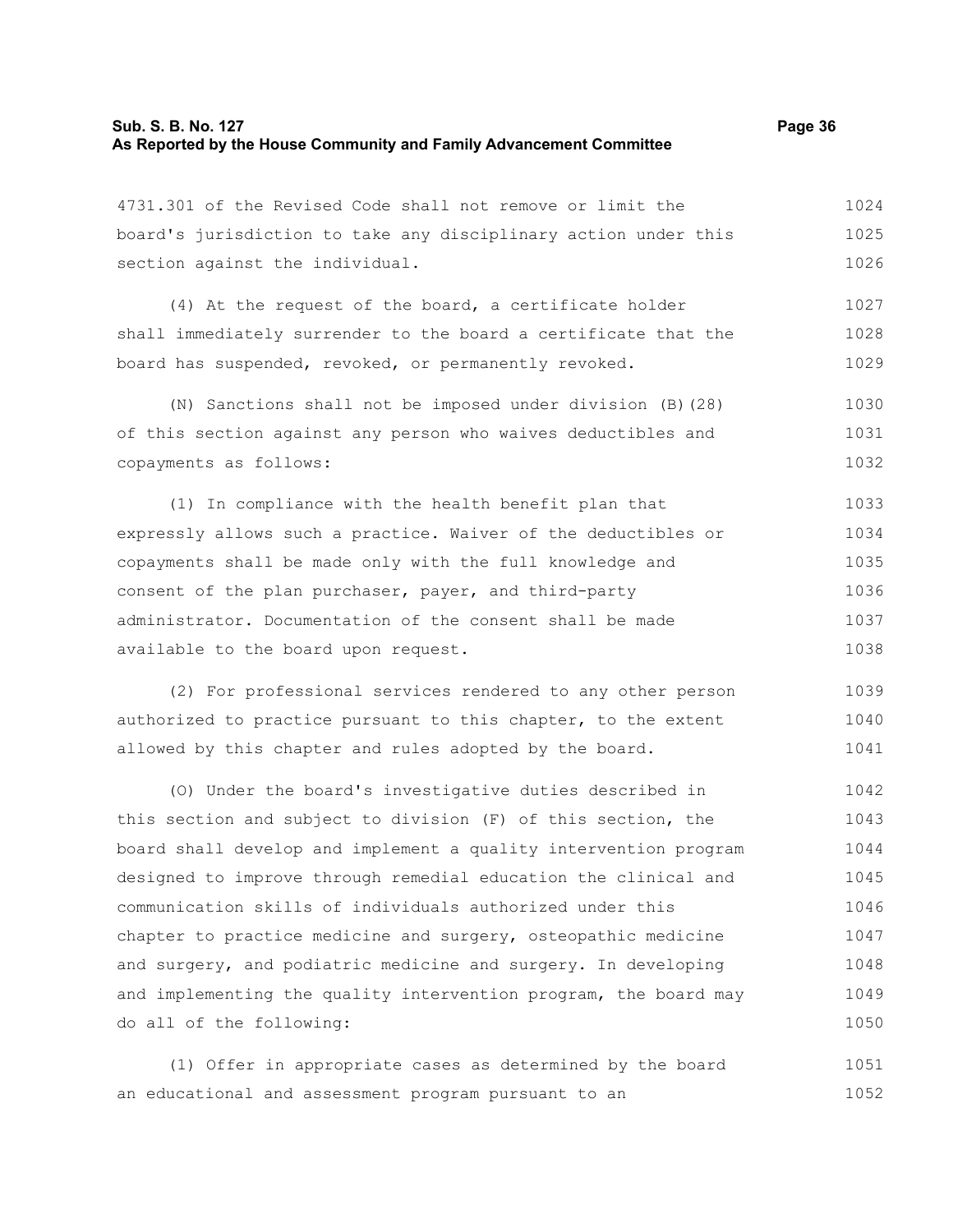4731.301 of the Revised Code shall not remove or limit the board's jurisdiction to take any disciplinary action under this section against the individual.

(4) At the request of the board, a certificate holder shall immediately surrender to the board a certificate that the board has suspended, revoked, or permanently revoked.

(N) Sanctions shall not be imposed under division (B)(28) of this section against any person who waives deductibles and copayments as follows:

(1) In compliance with the health benefit plan that expressly allows such a practice. Waiver of the deductibles or copayments shall be made only with the full knowledge and consent of the plan purchaser, payer, and third-party administrator. Documentation of the consent shall be made available to the board upon request.

(2) For professional services rendered to any other person authorized to practice pursuant to this chapter, to the extent allowed by this chapter and rules adopted by the board.

(O) Under the board's investigative duties described in this section and subject to division (F) of this section, the board shall develop and implement a quality intervention program designed to improve through remedial education the clinical and communication skills of individuals authorized under this chapter to practice medicine and surgery, osteopathic medicine and surgery, and podiatric medicine and surgery. In developing and implementing the quality intervention program, the board may do all of the following:

(1) Offer in appropriate cases as determined by the board an educational and assessment program pursuant to an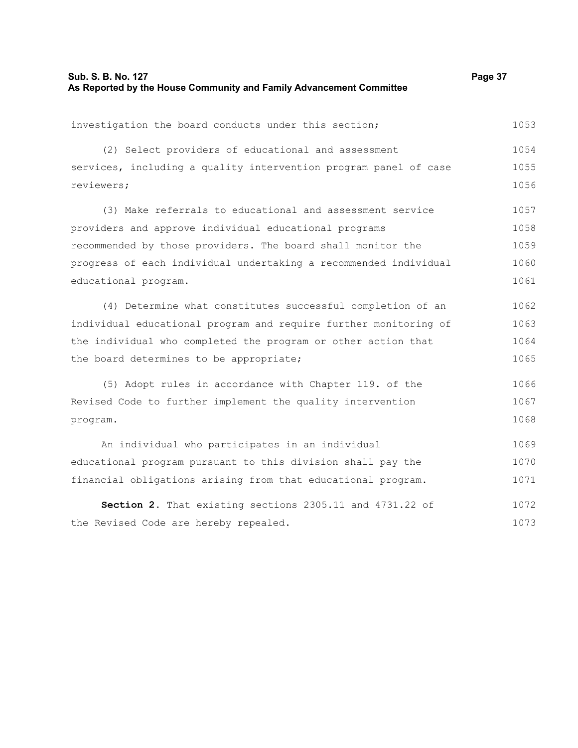investigation the board conducts under this section;

(2) Select providers of educational and assessment services, including a quality intervention program panel of case reviewers;

(3) Make referrals to educational and assessment service providers and approve individual educational programs recommended by those providers. The board shall monitor the progress of each individual undertaking a recommended individual educational program.

(4) Determine what constitutes successful completion of an individual educational program and require further monitoring of the individual who completed the program or other action that the board determines to be appropriate;

(5) Adopt rules in accordance with Chapter 119. of the Revised Code to further implement the quality intervention program.

An individual who participates in an individual educational program pursuant to this division shall pay the financial obligations arising from that educational program.

**Section 2.** That existing sections 2305.11 and 4731.22 of the Revised Code are hereby repealed.